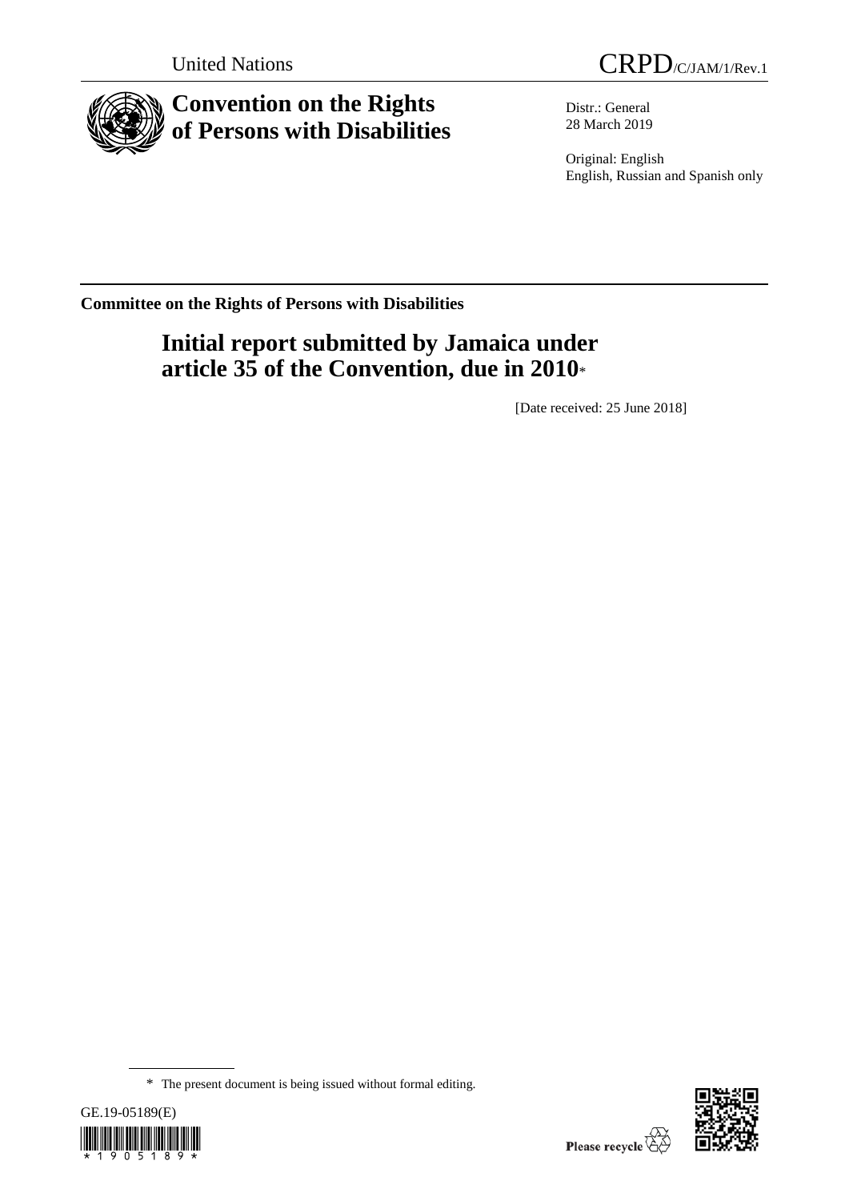United Nations

CRPD/C/JAM/1/Rev.1

# Convention on the Rights of Persons with Disabilities

Distr.: General
28 March 2019

Original: English
English, Russian and Spanish only

**Committee on the Rights of Persons with Disabilities**

## Initial report submitted by Jamaica under article 35 of the Convention, due in 2010*

[Date received: 25 June 2018]

\* The present document is being issued without formal editing.

GE.19-05189(E)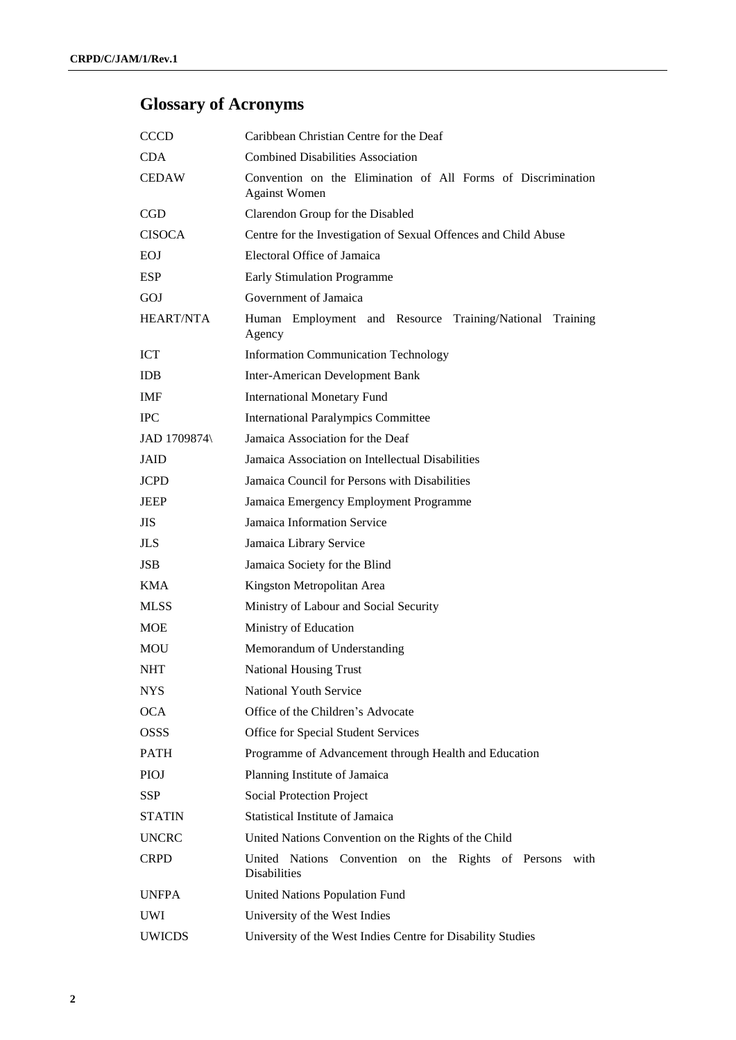## Glossary of Acronyms

| | |
|---|---|
| CCCD | Caribbean Christian Centre for the Deaf |
| CDA | Combined Disabilities Association |
| CEDAW | Convention on the Elimination of All Forms of Discrimination Against Women |
| CGD | Clarendon Group for the Disabled |
| CISOCA | Centre for the Investigation of Sexual Offences and Child Abuse |
| EOJ | Electoral Office of Jamaica |
| ESP | Early Stimulation Programme |
| GOJ | Government of Jamaica |
| HEART/NTA | Human Employment and Resource Training/National Training Agency |
| ICT | Information Communication Technology |
| IDB | Inter-American Development Bank |
| IMF | International Monetary Fund |
| IPC | International Paralympics Committee |
| JAD 1709874\ | Jamaica Association for the Deaf |
| JAID | Jamaica Association on Intellectual Disabilities |
| JCPD | Jamaica Council for Persons with Disabilities |
| JEEP | Jamaica Emergency Employment Programme |
| JIS | Jamaica Information Service |
| JLS | Jamaica Library Service |
| JSB | Jamaica Society for the Blind |
| KMA | Kingston Metropolitan Area |
| MLSS | Ministry of Labour and Social Security |
| MOE | Ministry of Education |
| MOU | Memorandum of Understanding |
| NHT | National Housing Trust |
| NYS | National Youth Service |
| OCA | Office of the Children's Advocate |
| OSSS | Office for Special Student Services |
| PATH | Programme of Advancement through Health and Education |
| PIOJ | Planning Institute of Jamaica |
| SSP | Social Protection Project |
| STATIN | Statistical Institute of Jamaica |
| UNCRC | United Nations Convention on the Rights of the Child |
| CRPD | United Nations Convention on the Rights of Persons with Disabilities |
| UNFPA | United Nations Population Fund |
| UWI | University of the West Indies |
| UWICDS | University of the West Indies Centre for Disability Studies |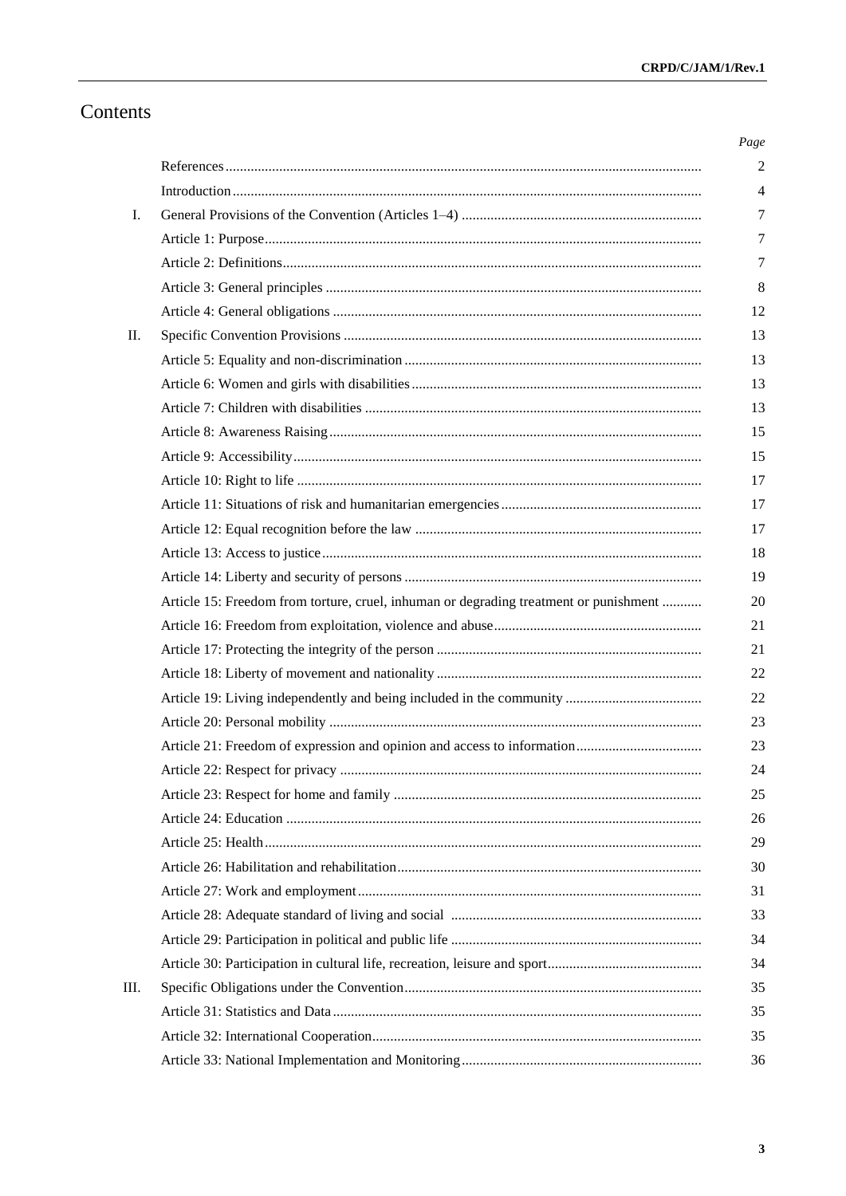# Contents

| | | Page |
|---|---|---|
| | References | 2 |
| | Introduction | 4 |
| I. | General Provisions of the Convention (Articles 1–4) | 7 |
| | Article 1: Purpose | 7 |
| | Article 2: Definitions | 7 |
| | Article 3: General principles | 8 |
| | Article 4: General obligations | 12 |
| II. | Specific Convention Provisions | 13 |
| | Article 5: Equality and non-discrimination | 13 |
| | Article 6: Women and girls with disabilities | 13 |
| | Article 7: Children with disabilities | 13 |
| | Article 8: Awareness Raising | 15 |
| | Article 9: Accessibility | 15 |
| | Article 10: Right to life | 17 |
| | Article 11: Situations of risk and humanitarian emergencies | 17 |
| | Article 12: Equal recognition before the law | 17 |
| | Article 13: Access to justice | 18 |
| | Article 14: Liberty and security of persons | 19 |
| | Article 15: Freedom from torture, cruel, inhuman or degrading treatment or punishment | 20 |
| | Article 16: Freedom from exploitation, violence and abuse | 21 |
| | Article 17: Protecting the integrity of the person | 21 |
| | Article 18: Liberty of movement and nationality | 22 |
| | Article 19: Living independently and being included in the community | 22 |
| | Article 20: Personal mobility | 23 |
| | Article 21: Freedom of expression and opinion and access to information | 23 |
| | Article 22: Respect for privacy | 24 |
| | Article 23: Respect for home and family | 25 |
| | Article 24: Education | 26 |
| | Article 25: Health | 29 |
| | Article 26: Habilitation and rehabilitation | 30 |
| | Article 27: Work and employment | 31 |
| | Article 28: Adequate standard of living and social | 33 |
| | Article 29: Participation in political and public life | 34 |
| | Article 30: Participation in cultural life, recreation, leisure and sport | 34 |
| III. | Specific Obligations under the Convention | 35 |
| | Article 31: Statistics and Data | 35 |
| | Article 32: International Cooperation | 35 |
| | Article 33: National Implementation and Monitoring | 36 |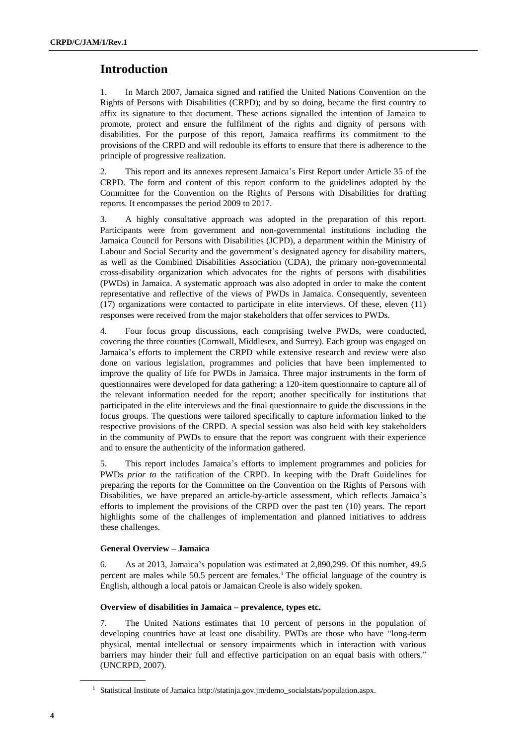# Introduction

1. In March 2007, Jamaica signed and ratified the United Nations Convention on the Rights of Persons with Disabilities (CRPD); and by so doing, became the first country to affix its signature to that document. These actions signalled the intention of Jamaica to promote, protect and ensure the fulfilment of the rights and dignity of persons with disabilities. For the purpose of this report, Jamaica reaffirms its commitment to the provisions of the CRPD and will redouble its efforts to ensure that there is adherence to the principle of progressive realization.

2. This report and its annexes represent Jamaica's First Report under Article 35 of the CRPD. The form and content of this report conform to the guidelines adopted by the Committee for the Convention on the Rights of Persons with Disabilities for drafting reports. It encompasses the period 2009 to 2017.

3. A highly consultative approach was adopted in the preparation of this report. Participants were from government and non-governmental institutions including the Jamaica Council for Persons with Disabilities (JCPD), a department within the Ministry of Labour and Social Security and the government's designated agency for disability matters, as well as the Combined Disabilities Association (CDA), the primary non-governmental cross-disability organization which advocates for the rights of persons with disabilities (PWDs) in Jamaica. A systematic approach was also adopted in order to make the content representative and reflective of the views of PWDs in Jamaica. Consequently, seventeen (17) organizations were contacted to participate in elite interviews. Of these, eleven (11) responses were received from the major stakeholders that offer services to PWDs.

4. Four focus group discussions, each comprising twelve PWDs, were conducted, covering the three counties (Cornwall, Middlesex, and Surrey). Each group was engaged on Jamaica's efforts to implement the CRPD while extensive research and review were also done on various legislation, programmes and policies that have been implemented to improve the quality of life for PWDs in Jamaica. Three major instruments in the form of questionnaires were developed for data gathering: a 120-item questionnaire to capture all of the relevant information needed for the report; another specifically for institutions that participated in the elite interviews and the final questionnaire to guide the discussions in the focus groups. The questions were tailored specifically to capture information linked to the respective provisions of the CRPD. A special session was also held with key stakeholders in the community of PWDs to ensure that the report was congruent with their experience and to ensure the authenticity of the information gathered.

5. This report includes Jamaica's efforts to implement programmes and policies for PWDs *prior to* the ratification of the CRPD. In keeping with the Draft Guidelines for preparing the reports for the Committee on the Convention on the Rights of Persons with Disabilities, we have prepared an article-by-article assessment, which reflects Jamaica's efforts to implement the provisions of the CRPD over the past ten (10) years. The report highlights some of the challenges of implementation and planned initiatives to address these challenges.

### General Overview – Jamaica

6. As at 2013, Jamaica's population was estimated at 2,890,299. Of this number, 49.5 percent are males while 50.5 percent are females.[1] The official language of the country is English, although a local patois or Jamaican Creole is also widely spoken.

### Overview of disabilities in Jamaica – prevalence, types etc.

7. The United Nations estimates that 10 percent of persons in the population of developing countries have at least one disability. PWDs are those who have "long-term physical, mental intellectual or sensory impairments which in interaction with various barriers may hinder their full and effective participation on an equal basis with others." (UNCRPD, 2007).

[1] Statistical Institute of Jamaica http://statinja.gov.jm/demo_socialstats/population.aspx.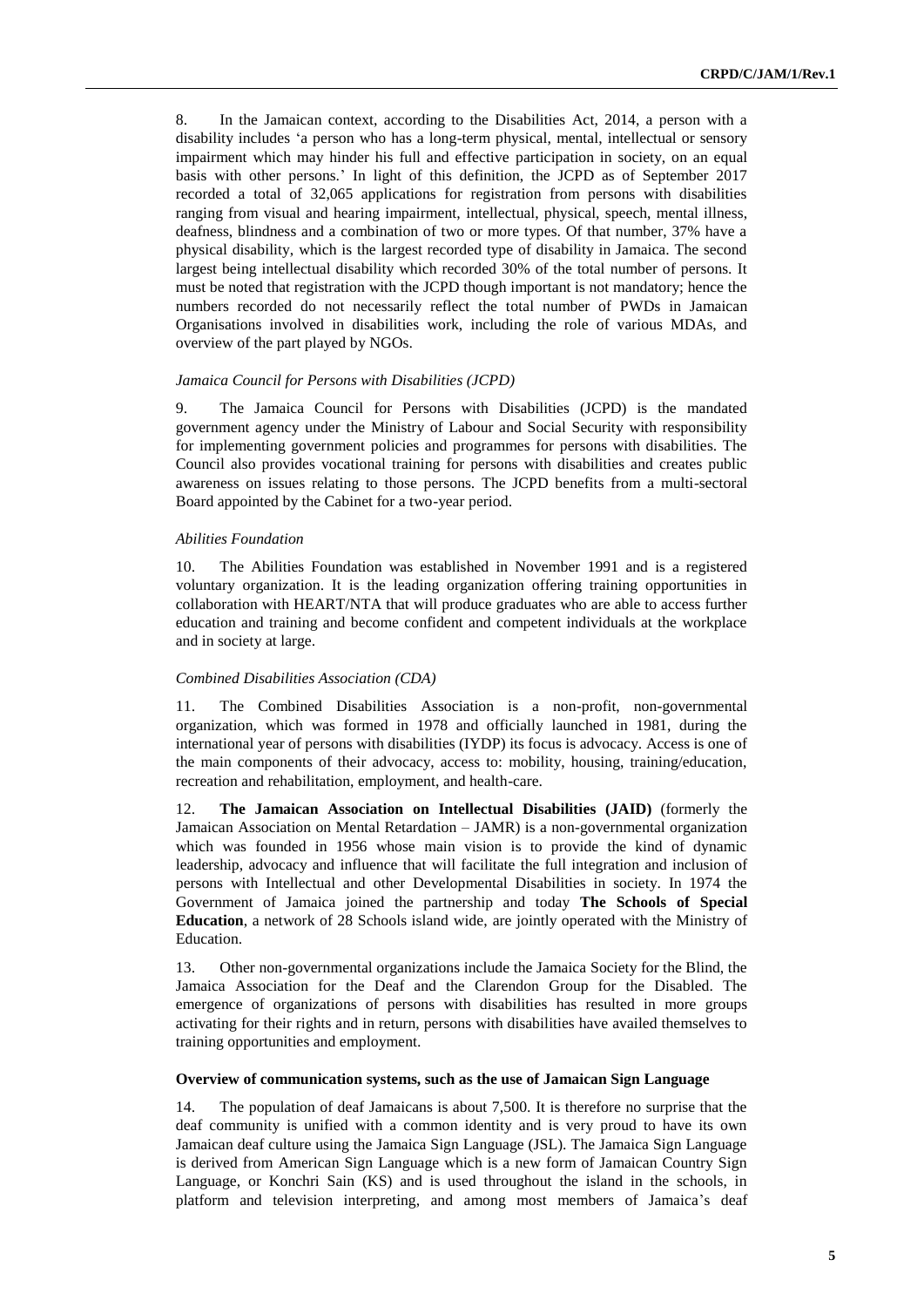8. In the Jamaican context, according to the Disabilities Act, 2014, a person with a disability includes 'a person who has a long-term physical, mental, intellectual or sensory impairment which may hinder his full and effective participation in society, on an equal basis with other persons.' In light of this definition, the JCPD as of September 2017 recorded a total of 32,065 applications for registration from persons with disabilities ranging from visual and hearing impairment, intellectual, physical, speech, mental illness, deafness, blindness and a combination of two or more types. Of that number, 37% have a physical disability, which is the largest recorded type of disability in Jamaica. The second largest being intellectual disability which recorded 30% of the total number of persons. It must be noted that registration with the JCPD though important is not mandatory; hence the numbers recorded do not necessarily reflect the total number of PWDs in Jamaican Organisations involved in disabilities work, including the role of various MDAs, and overview of the part played by NGOs.

*Jamaica Council for Persons with Disabilities (JCPD)*

9. The Jamaica Council for Persons with Disabilities (JCPD) is the mandated government agency under the Ministry of Labour and Social Security with responsibility for implementing government policies and programmes for persons with disabilities. The Council also provides vocational training for persons with disabilities and creates public awareness on issues relating to those persons. The JCPD benefits from a multi-sectoral Board appointed by the Cabinet for a two-year period.

*Abilities Foundation*

10. The Abilities Foundation was established in November 1991 and is a registered voluntary organization. It is the leading organization offering training opportunities in collaboration with HEART/NTA that will produce graduates who are able to access further education and training and become confident and competent individuals at the workplace and in society at large.

*Combined Disabilities Association (CDA)*

11. The Combined Disabilities Association is a non-profit, non-governmental organization, which was formed in 1978 and officially launched in 1981, during the international year of persons with disabilities (IYDP) its focus is advocacy. Access is one of the main components of their advocacy, access to: mobility, housing, training/education, recreation and rehabilitation, employment, and health-care.

12. **The Jamaican Association on Intellectual Disabilities (JAID)** (formerly the Jamaican Association on Mental Retardation – JAMR) is a non-governmental organization which was founded in 1956 whose main vision is to provide the kind of dynamic leadership, advocacy and influence that will facilitate the full integration and inclusion of persons with Intellectual and other Developmental Disabilities in society. In 1974 the Government of Jamaica joined the partnership and today **The Schools of Special Education**, a network of 28 Schools island wide, are jointly operated with the Ministry of Education.

13. Other non-governmental organizations include the Jamaica Society for the Blind, the Jamaica Association for the Deaf and the Clarendon Group for the Disabled. The emergence of organizations of persons with disabilities has resulted in more groups activating for their rights and in return, persons with disabilities have availed themselves to training opportunities and employment.

**Overview of communication systems, such as the use of Jamaican Sign Language**

14. The population of deaf Jamaicans is about 7,500. It is therefore no surprise that the deaf community is unified with a common identity and is very proud to have its own Jamaican deaf culture using the Jamaica Sign Language (JSL). The Jamaica Sign Language is derived from American Sign Language which is a new form of Jamaican Country Sign Language, or Konchri Sain (KS) and is used throughout the island in the schools, in platform and television interpreting, and among most members of Jamaica's deaf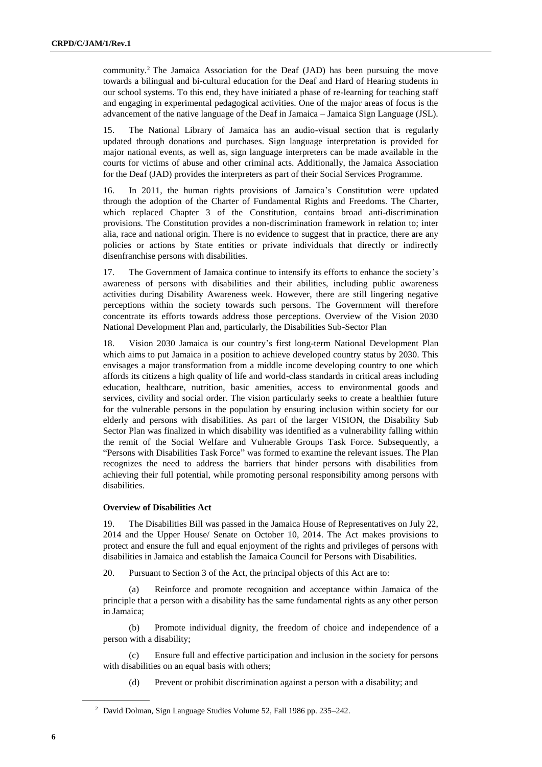community.[2] The Jamaica Association for the Deaf (JAD) has been pursuing the move towards a bilingual and bi-cultural education for the Deaf and Hard of Hearing students in our school systems. To this end, they have initiated a phase of re-learning for teaching staff and engaging in experimental pedagogical activities. One of the major areas of focus is the advancement of the native language of the Deaf in Jamaica – Jamaica Sign Language (JSL).

15. The National Library of Jamaica has an audio-visual section that is regularly updated through donations and purchases. Sign language interpretation is provided for major national events, as well as, sign language interpreters can be made available in the courts for victims of abuse and other criminal acts. Additionally, the Jamaica Association for the Deaf (JAD) provides the interpreters as part of their Social Services Programme.

16. In 2011, the human rights provisions of Jamaica's Constitution were updated through the adoption of the Charter of Fundamental Rights and Freedoms. The Charter, which replaced Chapter 3 of the Constitution, contains broad anti-discrimination provisions. The Constitution provides a non-discrimination framework in relation to; inter alia, race and national origin. There is no evidence to suggest that in practice, there are any policies or actions by State entities or private individuals that directly or indirectly disenfranchise persons with disabilities.

17. The Government of Jamaica continue to intensify its efforts to enhance the society's awareness of persons with disabilities and their abilities, including public awareness activities during Disability Awareness week. However, there are still lingering negative perceptions within the society towards such persons. The Government will therefore concentrate its efforts towards address those perceptions. Overview of the Vision 2030 National Development Plan and, particularly, the Disabilities Sub-Sector Plan

18. Vision 2030 Jamaica is our country's first long-term National Development Plan which aims to put Jamaica in a position to achieve developed country status by 2030. This envisages a major transformation from a middle income developing country to one which affords its citizens a high quality of life and world-class standards in critical areas including education, healthcare, nutrition, basic amenities, access to environmental goods and services, civility and social order. The vision particularly seeks to create a healthier future for the vulnerable persons in the population by ensuring inclusion within society for our elderly and persons with disabilities. As part of the larger VISION, the Disability Sub Sector Plan was finalized in which disability was identified as a vulnerability falling within the remit of the Social Welfare and Vulnerable Groups Task Force. Subsequently, a "Persons with Disabilities Task Force" was formed to examine the relevant issues. The Plan recognizes the need to address the barriers that hinder persons with disabilities from achieving their full potential, while promoting personal responsibility among persons with disabilities.

**Overview of Disabilities Act**

19. The Disabilities Bill was passed in the Jamaica House of Representatives on July 22, 2014 and the Upper House/ Senate on October 10, 2014. The Act makes provisions to protect and ensure the full and equal enjoyment of the rights and privileges of persons with disabilities in Jamaica and establish the Jamaica Council for Persons with Disabilities.

20. Pursuant to Section 3 of the Act, the principal objects of this Act are to:

(a) Reinforce and promote recognition and acceptance within Jamaica of the principle that a person with a disability has the same fundamental rights as any other person in Jamaica;

(b) Promote individual dignity, the freedom of choice and independence of a person with a disability;

(c) Ensure full and effective participation and inclusion in the society for persons with disabilities on an equal basis with others;

(d) Prevent or prohibit discrimination against a person with a disability; and

[2] David Dolman, Sign Language Studies Volume 52, Fall 1986 pp. 235–242.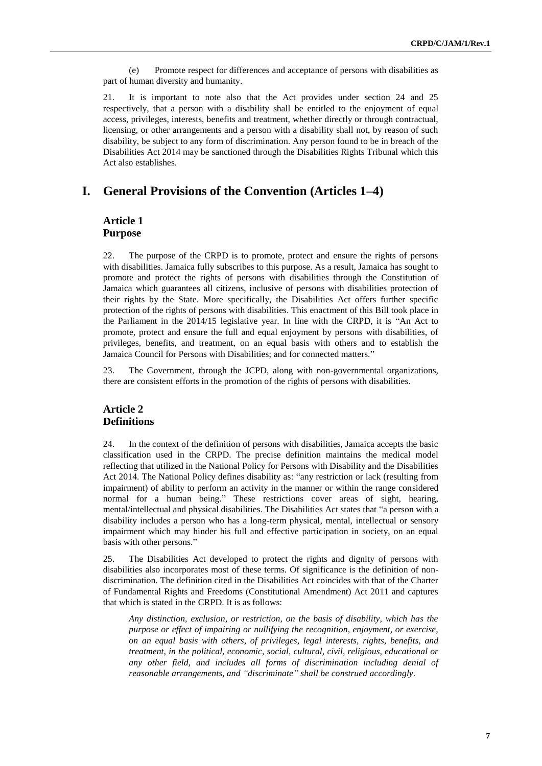(e) Promote respect for differences and acceptance of persons with disabilities as part of human diversity and humanity.

21. It is important to note also that the Act provides under section 24 and 25 respectively, that a person with a disability shall be entitled to the enjoyment of equal access, privileges, interests, benefits and treatment, whether directly or through contractual, licensing, or other arrangements and a person with a disability shall not, by reason of such disability, be subject to any form of discrimination. Any person found to be in breach of the Disabilities Act 2014 may be sanctioned through the Disabilities Rights Tribunal which this Act also establishes.

# I. General Provisions of the Convention (Articles 1–4)

## Article 1
## Purpose

22. The purpose of the CRPD is to promote, protect and ensure the rights of persons with disabilities. Jamaica fully subscribes to this purpose. As a result, Jamaica has sought to promote and protect the rights of persons with disabilities through the Constitution of Jamaica which guarantees all citizens, inclusive of persons with disabilities protection of their rights by the State. More specifically, the Disabilities Act offers further specific protection of the rights of persons with disabilities. This enactment of this Bill took place in the Parliament in the 2014/15 legislative year. In line with the CRPD, it is "An Act to promote, protect and ensure the full and equal enjoyment by persons with disabilities, of privileges, benefits, and treatment, on an equal basis with others and to establish the Jamaica Council for Persons with Disabilities; and for connected matters."

23. The Government, through the JCPD, along with non-governmental organizations, there are consistent efforts in the promotion of the rights of persons with disabilities.

## Article 2
## Definitions

24. In the context of the definition of persons with disabilities, Jamaica accepts the basic classification used in the CRPD. The precise definition maintains the medical model reflecting that utilized in the National Policy for Persons with Disability and the Disabilities Act 2014. The National Policy defines disability as: "any restriction or lack (resulting from impairment) of ability to perform an activity in the manner or within the range considered normal for a human being." These restrictions cover areas of sight, hearing, mental/intellectual and physical disabilities. The Disabilities Act states that "a person with a disability includes a person who has a long-term physical, mental, intellectual or sensory impairment which may hinder his full and effective participation in society, on an equal basis with other persons."

25. The Disabilities Act developed to protect the rights and dignity of persons with disabilities also incorporates most of these terms. Of significance is the definition of non-discrimination. The definition cited in the Disabilities Act coincides with that of the Charter of Fundamental Rights and Freedoms (Constitutional Amendment) Act 2011 and captures that which is stated in the CRPD. It is as follows:

> *Any distinction, exclusion, or restriction, on the basis of disability, which has the purpose or effect of impairing or nullifying the recognition, enjoyment, or exercise, on an equal basis with others, of privileges, legal interests, rights, benefits, and treatment, in the political, economic, social, cultural, civil, religious, educational or any other field, and includes all forms of discrimination including denial of reasonable arrangements, and "discriminate" shall be construed accordingly.*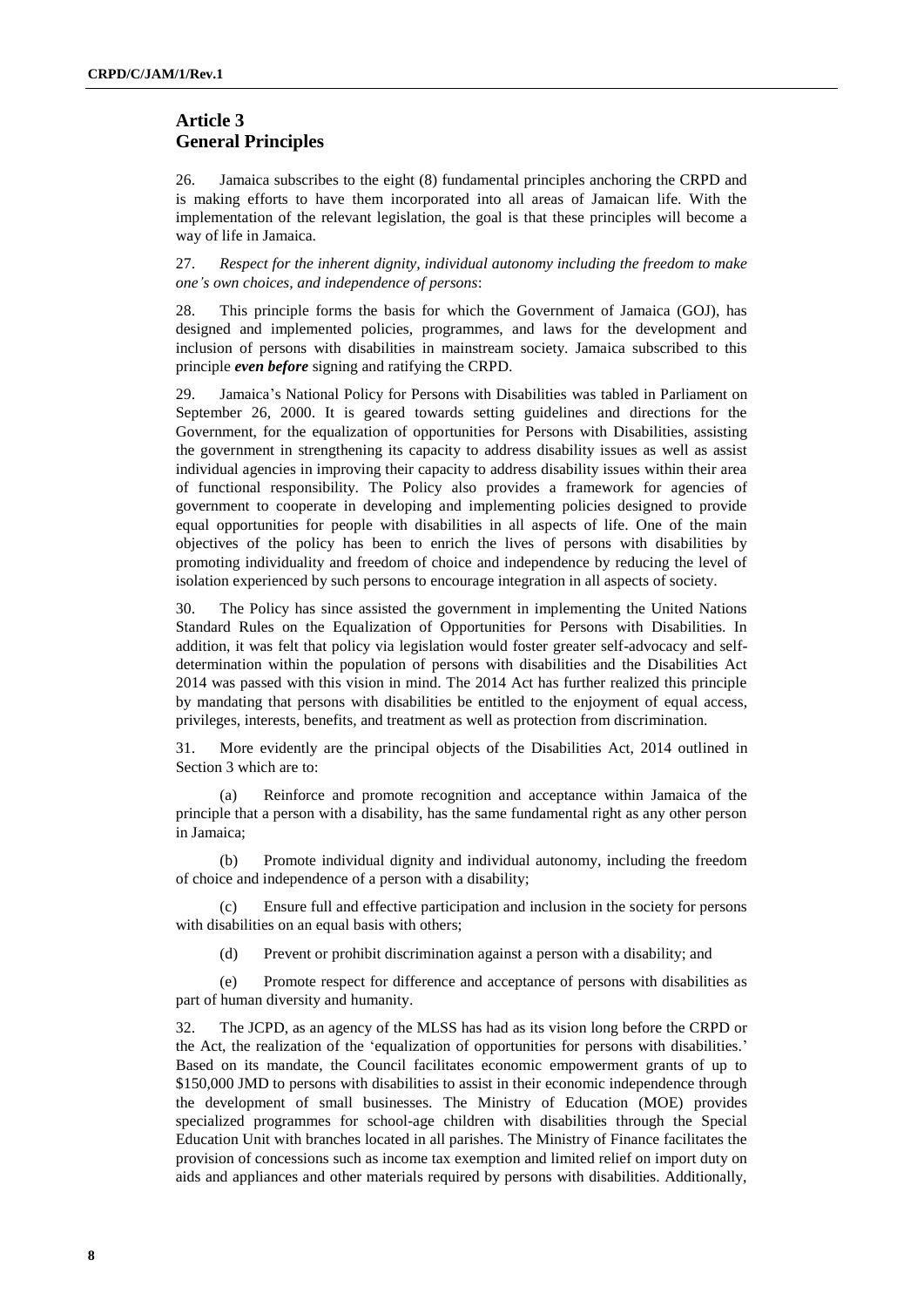## Article 3
## General Principles

26. Jamaica subscribes to the eight (8) fundamental principles anchoring the CRPD and is making efforts to have them incorporated into all areas of Jamaican life. With the implementation of the relevant legislation, the goal is that these principles will become a way of life in Jamaica.

27. *Respect for the inherent dignity, individual autonomy including the freedom to make one's own choices, and independence of persons*:

28. This principle forms the basis for which the Government of Jamaica (GOJ), has designed and implemented policies, programmes, and laws for the development and inclusion of persons with disabilities in mainstream society. Jamaica subscribed to this principle ***even before*** signing and ratifying the CRPD.

29. Jamaica's National Policy for Persons with Disabilities was tabled in Parliament on September 26, 2000. It is geared towards setting guidelines and directions for the Government, for the equalization of opportunities for Persons with Disabilities, assisting the government in strengthening its capacity to address disability issues as well as assist individual agencies in improving their capacity to address disability issues within their area of functional responsibility. The Policy also provides a framework for agencies of government to cooperate in developing and implementing policies designed to provide equal opportunities for people with disabilities in all aspects of life. One of the main objectives of the policy has been to enrich the lives of persons with disabilities by promoting individuality and freedom of choice and independence by reducing the level of isolation experienced by such persons to encourage integration in all aspects of society.

30. The Policy has since assisted the government in implementing the United Nations Standard Rules on the Equalization of Opportunities for Persons with Disabilities. In addition, it was felt that policy via legislation would foster greater self-advocacy and self-determination within the population of persons with disabilities and the Disabilities Act 2014 was passed with this vision in mind. The 2014 Act has further realized this principle by mandating that persons with disabilities be entitled to the enjoyment of equal access, privileges, interests, benefits, and treatment as well as protection from discrimination.

31. More evidently are the principal objects of the Disabilities Act, 2014 outlined in Section 3 which are to:

(a) Reinforce and promote recognition and acceptance within Jamaica of the principle that a person with a disability, has the same fundamental right as any other person in Jamaica;

(b) Promote individual dignity and individual autonomy, including the freedom of choice and independence of a person with a disability;

(c) Ensure full and effective participation and inclusion in the society for persons with disabilities on an equal basis with others;

(d) Prevent or prohibit discrimination against a person with a disability; and

(e) Promote respect for difference and acceptance of persons with disabilities as part of human diversity and humanity.

32. The JCPD, as an agency of the MLSS has had as its vision long before the CRPD or the Act, the realization of the 'equalization of opportunities for persons with disabilities.' Based on its mandate, the Council facilitates economic empowerment grants of up to $150,000 JMD to persons with disabilities to assist in their economic independence through the development of small businesses. The Ministry of Education (MOE) provides specialized programmes for school-age children with disabilities through the Special Education Unit with branches located in all parishes. The Ministry of Finance facilitates the provision of concessions such as income tax exemption and limited relief on import duty on aids and appliances and other materials required by persons with disabilities. Additionally,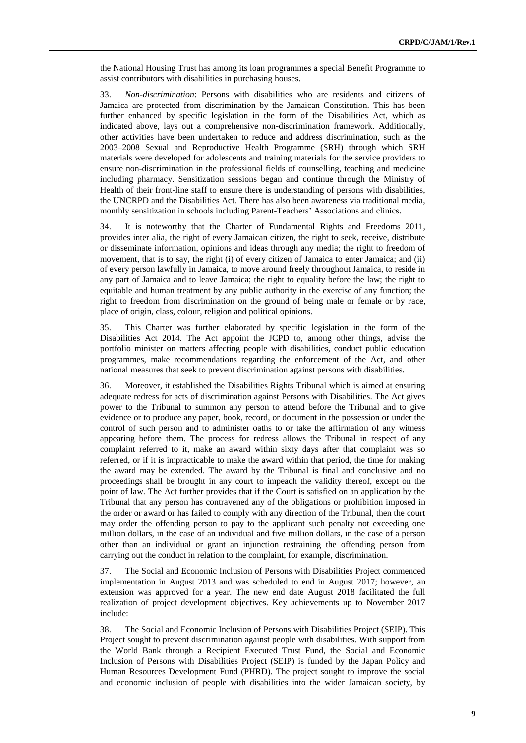the National Housing Trust has among its loan programmes a special Benefit Programme to assist contributors with disabilities in purchasing houses.

33. *Non-discrimination*: Persons with disabilities who are residents and citizens of Jamaica are protected from discrimination by the Jamaican Constitution. This has been further enhanced by specific legislation in the form of the Disabilities Act, which as indicated above, lays out a comprehensive non-discrimination framework. Additionally, other activities have been undertaken to reduce and address discrimination, such as the 2003–2008 Sexual and Reproductive Health Programme (SRH) through which SRH materials were developed for adolescents and training materials for the service providers to ensure non-discrimination in the professional fields of counselling, teaching and medicine including pharmacy. Sensitization sessions began and continue through the Ministry of Health of their front-line staff to ensure there is understanding of persons with disabilities, the UNCRPD and the Disabilities Act. There has also been awareness via traditional media, monthly sensitization in schools including Parent-Teachers' Associations and clinics.

34. It is noteworthy that the Charter of Fundamental Rights and Freedoms 2011, provides inter alia, the right of every Jamaican citizen, the right to seek, receive, distribute or disseminate information, opinions and ideas through any media; the right to freedom of movement, that is to say, the right (i) of every citizen of Jamaica to enter Jamaica; and (ii) of every person lawfully in Jamaica, to move around freely throughout Jamaica, to reside in any part of Jamaica and to leave Jamaica; the right to equality before the law; the right to equitable and human treatment by any public authority in the exercise of any function; the right to freedom from discrimination on the ground of being male or female or by race, place of origin, class, colour, religion and political opinions.

35. This Charter was further elaborated by specific legislation in the form of the Disabilities Act 2014. The Act appoint the JCPD to, among other things, advise the portfolio minister on matters affecting people with disabilities, conduct public education programmes, make recommendations regarding the enforcement of the Act, and other national measures that seek to prevent discrimination against persons with disabilities.

36. Moreover, it established the Disabilities Rights Tribunal which is aimed at ensuring adequate redress for acts of discrimination against Persons with Disabilities. The Act gives power to the Tribunal to summon any person to attend before the Tribunal and to give evidence or to produce any paper, book, record, or document in the possession or under the control of such person and to administer oaths to or take the affirmation of any witness appearing before them. The process for redress allows the Tribunal in respect of any complaint referred to it, make an award within sixty days after that complaint was so referred, or if it is impracticable to make the award within that period, the time for making the award may be extended. The award by the Tribunal is final and conclusive and no proceedings shall be brought in any court to impeach the validity thereof, except on the point of law. The Act further provides that if the Court is satisfied on an application by the Tribunal that any person has contravened any of the obligations or prohibition imposed in the order or award or has failed to comply with any direction of the Tribunal, then the court may order the offending person to pay to the applicant such penalty not exceeding one million dollars, in the case of an individual and five million dollars, in the case of a person other than an individual or grant an injunction restraining the offending person from carrying out the conduct in relation to the complaint, for example, discrimination.

37. The Social and Economic Inclusion of Persons with Disabilities Project commenced implementation in August 2013 and was scheduled to end in August 2017; however, an extension was approved for a year. The new end date August 2018 facilitated the full realization of project development objectives. Key achievements up to November 2017 include:

38. The Social and Economic Inclusion of Persons with Disabilities Project (SEIP). This Project sought to prevent discrimination against people with disabilities. With support from the World Bank through a Recipient Executed Trust Fund, the Social and Economic Inclusion of Persons with Disabilities Project (SEIP) is funded by the Japan Policy and Human Resources Development Fund (PHRD). The project sought to improve the social and economic inclusion of people with disabilities into the wider Jamaican society, by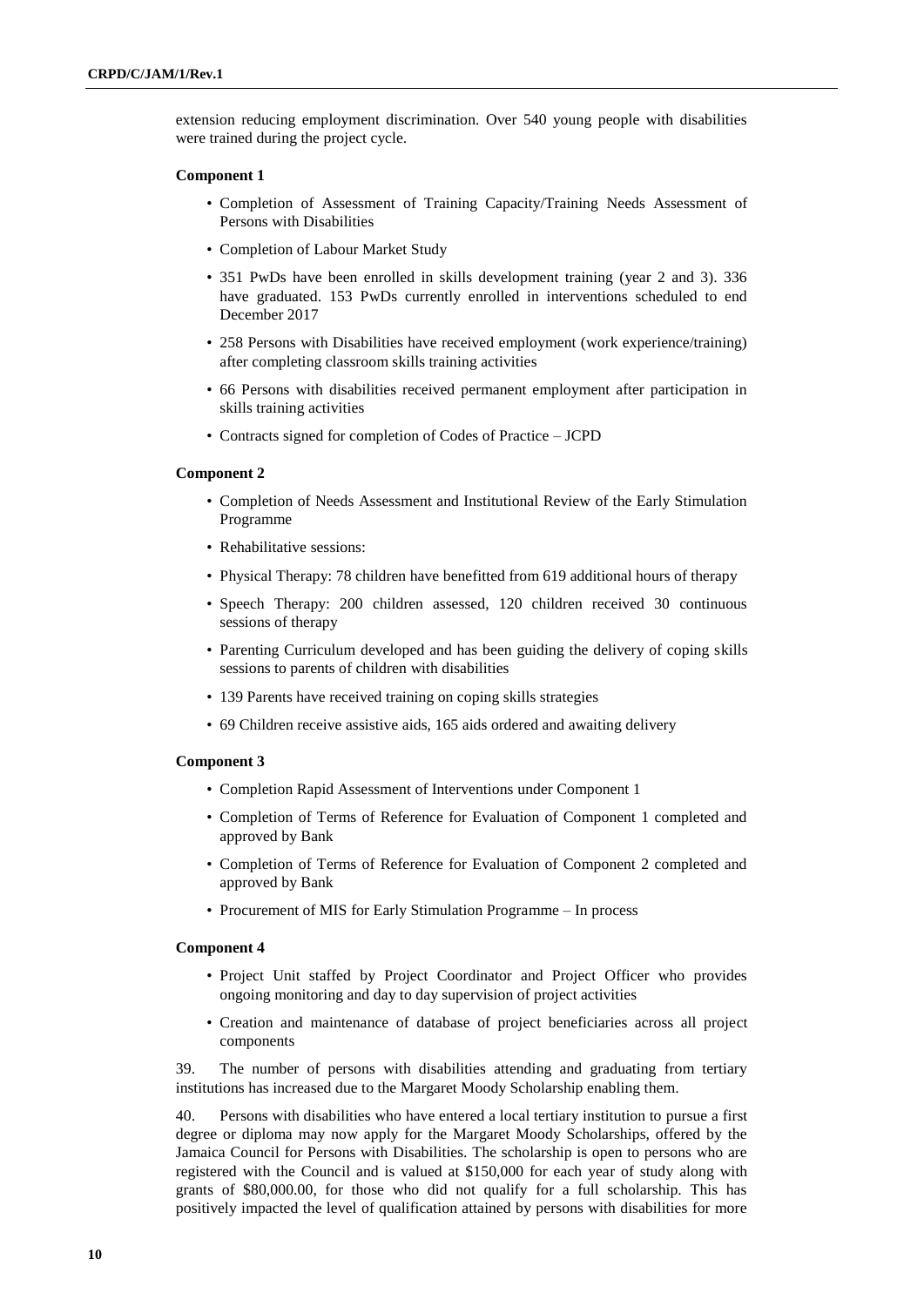extension reducing employment discrimination. Over 540 young people with disabilities were trained during the project cycle.

**Component 1**

- Completion of Assessment of Training Capacity/Training Needs Assessment of Persons with Disabilities
- Completion of Labour Market Study
- 351 PwDs have been enrolled in skills development training (year 2 and 3). 336 have graduated. 153 PwDs currently enrolled in interventions scheduled to end December 2017
- 258 Persons with Disabilities have received employment (work experience/training) after completing classroom skills training activities
- 66 Persons with disabilities received permanent employment after participation in skills training activities
- Contracts signed for completion of Codes of Practice – JCPD

**Component 2**

- Completion of Needs Assessment and Institutional Review of the Early Stimulation Programme
- Rehabilitative sessions:
- Physical Therapy: 78 children have benefitted from 619 additional hours of therapy
- Speech Therapy: 200 children assessed, 120 children received 30 continuous sessions of therapy
- Parenting Curriculum developed and has been guiding the delivery of coping skills sessions to parents of children with disabilities
- 139 Parents have received training on coping skills strategies
- 69 Children receive assistive aids, 165 aids ordered and awaiting delivery

**Component 3**

- Completion Rapid Assessment of Interventions under Component 1
- Completion of Terms of Reference for Evaluation of Component 1 completed and approved by Bank
- Completion of Terms of Reference for Evaluation of Component 2 completed and approved by Bank
- Procurement of MIS for Early Stimulation Programme – In process

**Component 4**

- Project Unit staffed by Project Coordinator and Project Officer who provides ongoing monitoring and day to day supervision of project activities
- Creation and maintenance of database of project beneficiaries across all project components

39. The number of persons with disabilities attending and graduating from tertiary institutions has increased due to the Margaret Moody Scholarship enabling them.

40. Persons with disabilities who have entered a local tertiary institution to pursue a first degree or diploma may now apply for the Margaret Moody Scholarships, offered by the Jamaica Council for Persons with Disabilities. The scholarship is open to persons who are registered with the Council and is valued at $150,000 for each year of study along with grants of $80,000.00, for those who did not qualify for a full scholarship. This has positively impacted the level of qualification attained by persons with disabilities for more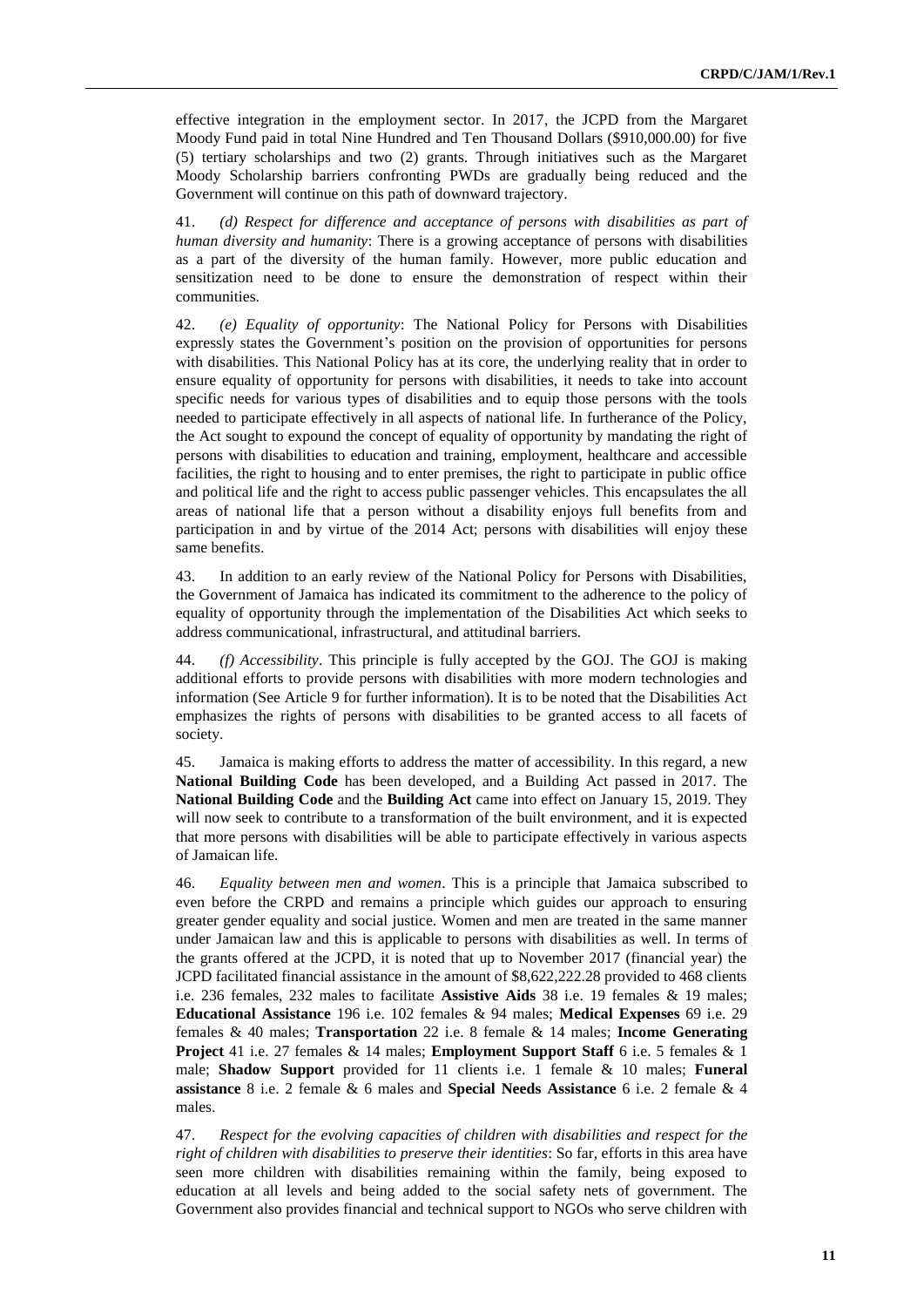effective integration in the employment sector. In 2017, the JCPD from the Margaret Moody Fund paid in total Nine Hundred and Ten Thousand Dollars ($910,000.00) for five (5) tertiary scholarships and two (2) grants. Through initiatives such as the Margaret Moody Scholarship barriers confronting PWDs are gradually being reduced and the Government will continue on this path of downward trajectory.

41. *(d) Respect for difference and acceptance of persons with disabilities as part of human diversity and humanity*: There is a growing acceptance of persons with disabilities as a part of the diversity of the human family. However, more public education and sensitization need to be done to ensure the demonstration of respect within their communities.

42. *(e) Equality of opportunity*: The National Policy for Persons with Disabilities expressly states the Government's position on the provision of opportunities for persons with disabilities. This National Policy has at its core, the underlying reality that in order to ensure equality of opportunity for persons with disabilities, it needs to take into account specific needs for various types of disabilities and to equip those persons with the tools needed to participate effectively in all aspects of national life. In furtherance of the Policy, the Act sought to expound the concept of equality of opportunity by mandating the right of persons with disabilities to education and training, employment, healthcare and accessible facilities, the right to housing and to enter premises, the right to participate in public office and political life and the right to access public passenger vehicles. This encapsulates the all areas of national life that a person without a disability enjoys full benefits from and participation in and by virtue of the 2014 Act; persons with disabilities will enjoy these same benefits.

43. In addition to an early review of the National Policy for Persons with Disabilities, the Government of Jamaica has indicated its commitment to the adherence to the policy of equality of opportunity through the implementation of the Disabilities Act which seeks to address communicational, infrastructural, and attitudinal barriers.

44. *(f) Accessibility*. This principle is fully accepted by the GOJ. The GOJ is making additional efforts to provide persons with disabilities with more modern technologies and information (See Article 9 for further information). It is to be noted that the Disabilities Act emphasizes the rights of persons with disabilities to be granted access to all facets of society.

45. Jamaica is making efforts to address the matter of accessibility. In this regard, a new **National Building Code** has been developed, and a Building Act passed in 2017. The **National Building Code** and the **Building Act** came into effect on January 15, 2019. They will now seek to contribute to a transformation of the built environment, and it is expected that more persons with disabilities will be able to participate effectively in various aspects of Jamaican life.

46. *Equality between men and women*. This is a principle that Jamaica subscribed to even before the CRPD and remains a principle which guides our approach to ensuring greater gender equality and social justice. Women and men are treated in the same manner under Jamaican law and this is applicable to persons with disabilities as well. In terms of the grants offered at the JCPD, it is noted that up to November 2017 (financial year) the JCPD facilitated financial assistance in the amount of $8,622,222.28 provided to 468 clients i.e. 236 females, 232 males to facilitate **Assistive Aids** 38 i.e. 19 females & 19 males; **Educational Assistance** 196 i.e. 102 females & 94 males; **Medical Expenses** 69 i.e. 29 females & 40 males; **Transportation** 22 i.e. 8 female & 14 males; **Income Generating Project** 41 i.e. 27 females & 14 males; **Employment Support Staff** 6 i.e. 5 females & 1 male; **Shadow Support** provided for 11 clients i.e. 1 female & 10 males; **Funeral assistance** 8 i.e. 2 female & 6 males and **Special Needs Assistance** 6 i.e. 2 female & 4 males.

47. *Respect for the evolving capacities of children with disabilities and respect for the right of children with disabilities to preserve their identities*: So far, efforts in this area have seen more children with disabilities remaining within the family, being exposed to education at all levels and being added to the social safety nets of government. The Government also provides financial and technical support to NGOs who serve children with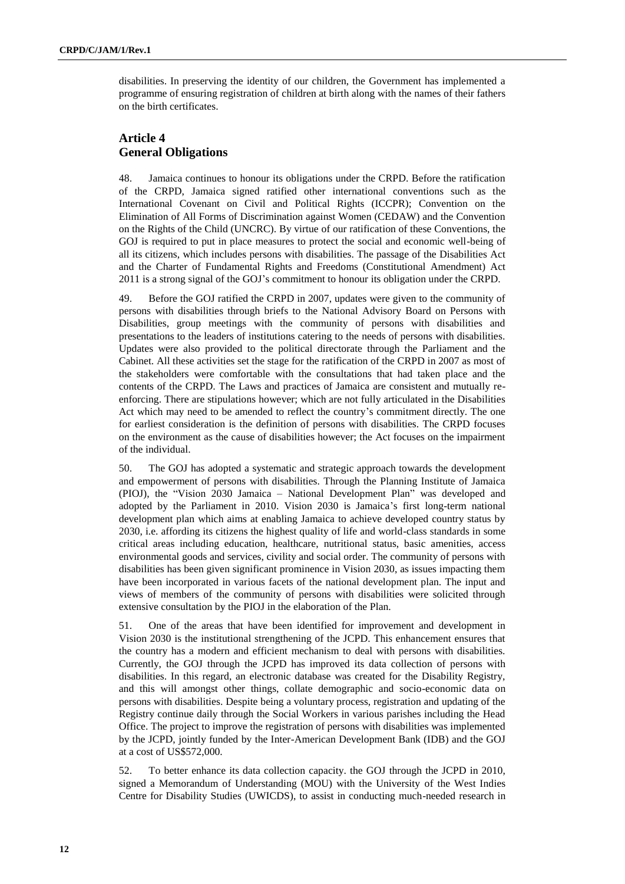disabilities. In preserving the identity of our children, the Government has implemented a programme of ensuring registration of children at birth along with the names of their fathers on the birth certificates.

## Article 4
## General Obligations

48. Jamaica continues to honour its obligations under the CRPD. Before the ratification of the CRPD, Jamaica signed ratified other international conventions such as the International Covenant on Civil and Political Rights (ICCPR); Convention on the Elimination of All Forms of Discrimination against Women (CEDAW) and the Convention on the Rights of the Child (UNCRC). By virtue of our ratification of these Conventions, the GOJ is required to put in place measures to protect the social and economic well-being of all its citizens, which includes persons with disabilities. The passage of the Disabilities Act and the Charter of Fundamental Rights and Freedoms (Constitutional Amendment) Act 2011 is a strong signal of the GOJ's commitment to honour its obligation under the CRPD.

49. Before the GOJ ratified the CRPD in 2007, updates were given to the community of persons with disabilities through briefs to the National Advisory Board on Persons with Disabilities, group meetings with the community of persons with disabilities and presentations to the leaders of institutions catering to the needs of persons with disabilities. Updates were also provided to the political directorate through the Parliament and the Cabinet. All these activities set the stage for the ratification of the CRPD in 2007 as most of the stakeholders were comfortable with the consultations that had taken place and the contents of the CRPD. The Laws and practices of Jamaica are consistent and mutually re-enforcing. There are stipulations however; which are not fully articulated in the Disabilities Act which may need to be amended to reflect the country's commitment directly. The one for earliest consideration is the definition of persons with disabilities. The CRPD focuses on the environment as the cause of disabilities however; the Act focuses on the impairment of the individual.

50. The GOJ has adopted a systematic and strategic approach towards the development and empowerment of persons with disabilities. Through the Planning Institute of Jamaica (PIOJ), the "Vision 2030 Jamaica – National Development Plan" was developed and adopted by the Parliament in 2010. Vision 2030 is Jamaica's first long-term national development plan which aims at enabling Jamaica to achieve developed country status by 2030, i.e. affording its citizens the highest quality of life and world-class standards in some critical areas including education, healthcare, nutritional status, basic amenities, access environmental goods and services, civility and social order. The community of persons with disabilities has been given significant prominence in Vision 2030, as issues impacting them have been incorporated in various facets of the national development plan. The input and views of members of the community of persons with disabilities were solicited through extensive consultation by the PIOJ in the elaboration of the Plan.

51. One of the areas that have been identified for improvement and development in Vision 2030 is the institutional strengthening of the JCPD. This enhancement ensures that the country has a modern and efficient mechanism to deal with persons with disabilities. Currently, the GOJ through the JCPD has improved its data collection of persons with disabilities. In this regard, an electronic database was created for the Disability Registry, and this will amongst other things, collate demographic and socio-economic data on persons with disabilities. Despite being a voluntary process, registration and updating of the Registry continue daily through the Social Workers in various parishes including the Head Office. The project to improve the registration of persons with disabilities was implemented by the JCPD, jointly funded by the Inter-American Development Bank (IDB) and the GOJ at a cost of US$572,000.

52. To better enhance its data collection capacity. the GOJ through the JCPD in 2010, signed a Memorandum of Understanding (MOU) with the University of the West Indies Centre for Disability Studies (UWICDS), to assist in conducting much-needed research in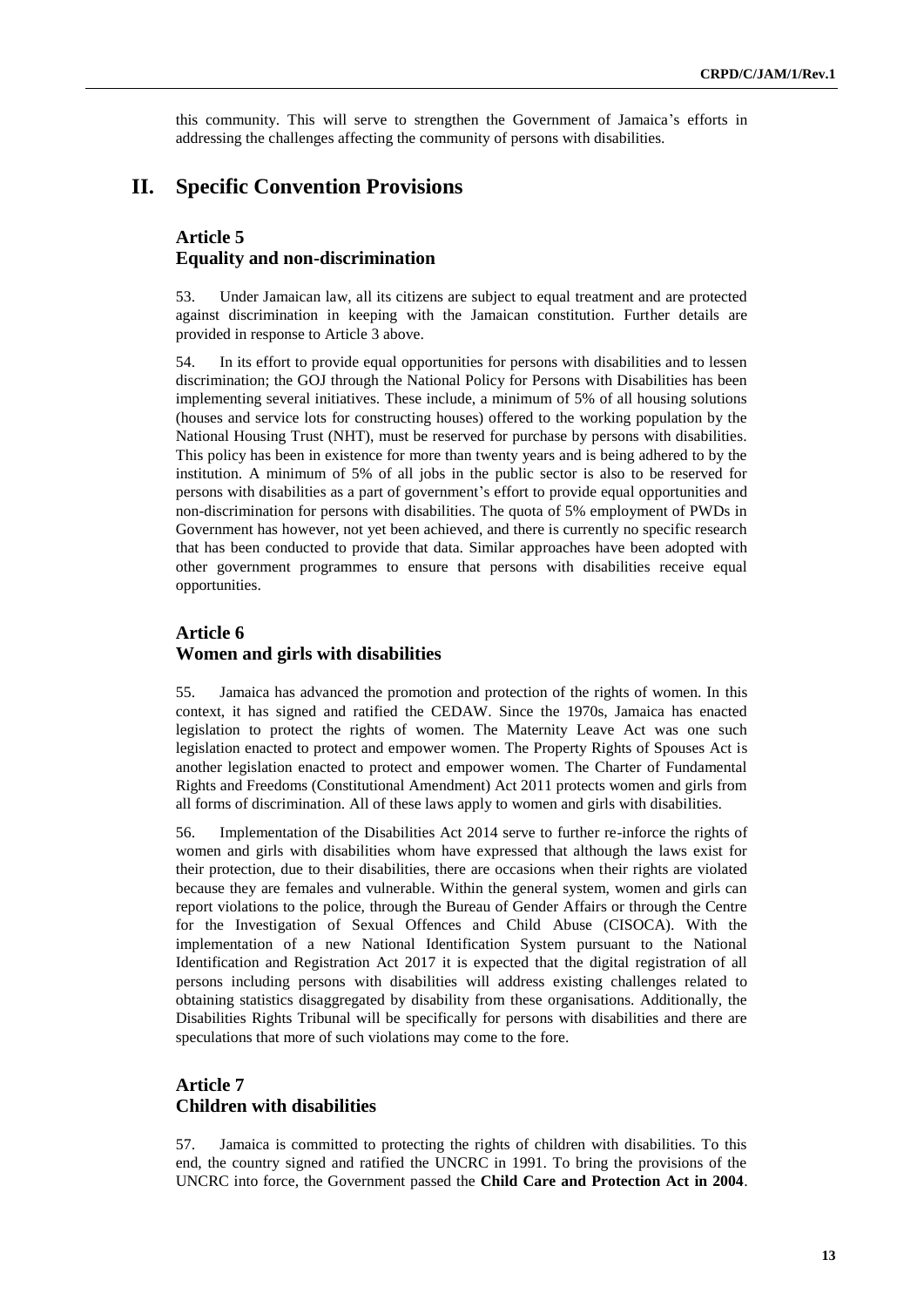this community. This will serve to strengthen the Government of Jamaica's efforts in addressing the challenges affecting the community of persons with disabilities.

# II. Specific Convention Provisions

## Article 5
## Equality and non-discrimination

53. Under Jamaican law, all its citizens are subject to equal treatment and are protected against discrimination in keeping with the Jamaican constitution. Further details are provided in response to Article 3 above.

54. In its effort to provide equal opportunities for persons with disabilities and to lessen discrimination; the GOJ through the National Policy for Persons with Disabilities has been implementing several initiatives. These include, a minimum of 5% of all housing solutions (houses and service lots for constructing houses) offered to the working population by the National Housing Trust (NHT), must be reserved for purchase by persons with disabilities. This policy has been in existence for more than twenty years and is being adhered to by the institution. A minimum of 5% of all jobs in the public sector is also to be reserved for persons with disabilities as a part of government's effort to provide equal opportunities and non-discrimination for persons with disabilities. The quota of 5% employment of PWDs in Government has however, not yet been achieved, and there is currently no specific research that has been conducted to provide that data. Similar approaches have been adopted with other government programmes to ensure that persons with disabilities receive equal opportunities.

## Article 6
## Women and girls with disabilities

55. Jamaica has advanced the promotion and protection of the rights of women. In this context, it has signed and ratified the CEDAW. Since the 1970s, Jamaica has enacted legislation to protect the rights of women. The Maternity Leave Act was one such legislation enacted to protect and empower women. The Property Rights of Spouses Act is another legislation enacted to protect and empower women. The Charter of Fundamental Rights and Freedoms (Constitutional Amendment) Act 2011 protects women and girls from all forms of discrimination. All of these laws apply to women and girls with disabilities.

56. Implementation of the Disabilities Act 2014 serve to further re-inforce the rights of women and girls with disabilities whom have expressed that although the laws exist for their protection, due to their disabilities, there are occasions when their rights are violated because they are females and vulnerable. Within the general system, women and girls can report violations to the police, through the Bureau of Gender Affairs or through the Centre for the Investigation of Sexual Offences and Child Abuse (CISOCA). With the implementation of a new National Identification System pursuant to the National Identification and Registration Act 2017 it is expected that the digital registration of all persons including persons with disabilities will address existing challenges related to obtaining statistics disaggregated by disability from these organisations. Additionally, the Disabilities Rights Tribunal will be specifically for persons with disabilities and there are speculations that more of such violations may come to the fore.

## Article 7
## Children with disabilities

57. Jamaica is committed to protecting the rights of children with disabilities. To this end, the country signed and ratified the UNCRC in 1991. To bring the provisions of the UNCRC into force, the Government passed the **Child Care and Protection Act in 2004**.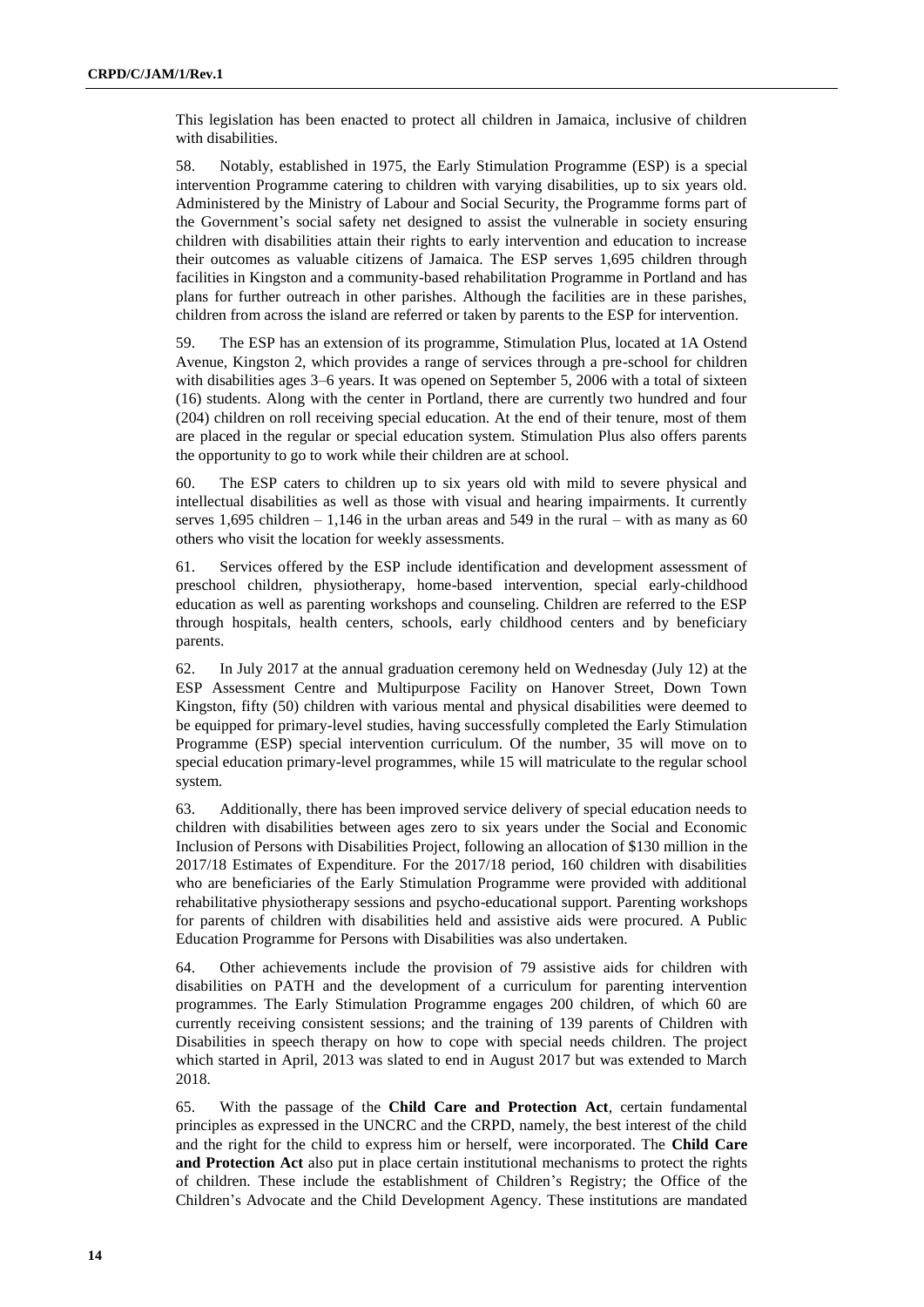This legislation has been enacted to protect all children in Jamaica, inclusive of children with disabilities.

58. Notably, established in 1975, the Early Stimulation Programme (ESP) is a special intervention Programme catering to children with varying disabilities, up to six years old. Administered by the Ministry of Labour and Social Security, the Programme forms part of the Government's social safety net designed to assist the vulnerable in society ensuring children with disabilities attain their rights to early intervention and education to increase their outcomes as valuable citizens of Jamaica. The ESP serves 1,695 children through facilities in Kingston and a community-based rehabilitation Programme in Portland and has plans for further outreach in other parishes. Although the facilities are in these parishes, children from across the island are referred or taken by parents to the ESP for intervention.

59. The ESP has an extension of its programme, Stimulation Plus, located at 1A Ostend Avenue, Kingston 2, which provides a range of services through a pre-school for children with disabilities ages 3–6 years. It was opened on September 5, 2006 with a total of sixteen (16) students. Along with the center in Portland, there are currently two hundred and four (204) children on roll receiving special education. At the end of their tenure, most of them are placed in the regular or special education system. Stimulation Plus also offers parents the opportunity to go to work while their children are at school.

60. The ESP caters to children up to six years old with mild to severe physical and intellectual disabilities as well as those with visual and hearing impairments. It currently serves 1,695 children – 1,146 in the urban areas and 549 in the rural – with as many as 60 others who visit the location for weekly assessments.

61. Services offered by the ESP include identification and development assessment of preschool children, physiotherapy, home-based intervention, special early-childhood education as well as parenting workshops and counseling. Children are referred to the ESP through hospitals, health centers, schools, early childhood centers and by beneficiary parents.

62. In July 2017 at the annual graduation ceremony held on Wednesday (July 12) at the ESP Assessment Centre and Multipurpose Facility on Hanover Street, Down Town Kingston, fifty (50) children with various mental and physical disabilities were deemed to be equipped for primary-level studies, having successfully completed the Early Stimulation Programme (ESP) special intervention curriculum. Of the number, 35 will move on to special education primary-level programmes, while 15 will matriculate to the regular school system.

63. Additionally, there has been improved service delivery of special education needs to children with disabilities between ages zero to six years under the Social and Economic Inclusion of Persons with Disabilities Project, following an allocation of $130 million in the 2017/18 Estimates of Expenditure. For the 2017/18 period, 160 children with disabilities who are beneficiaries of the Early Stimulation Programme were provided with additional rehabilitative physiotherapy sessions and psycho-educational support. Parenting workshops for parents of children with disabilities held and assistive aids were procured. A Public Education Programme for Persons with Disabilities was also undertaken.

64. Other achievements include the provision of 79 assistive aids for children with disabilities on PATH and the development of a curriculum for parenting intervention programmes. The Early Stimulation Programme engages 200 children, of which 60 are currently receiving consistent sessions; and the training of 139 parents of Children with Disabilities in speech therapy on how to cope with special needs children. The project which started in April, 2013 was slated to end in August 2017 but was extended to March 2018.

65. With the passage of the **Child Care and Protection Act**, certain fundamental principles as expressed in the UNCRC and the CRPD, namely, the best interest of the child and the right for the child to express him or herself, were incorporated. The **Child Care and Protection Act** also put in place certain institutional mechanisms to protect the rights of children. These include the establishment of Children's Registry; the Office of the Children's Advocate and the Child Development Agency. These institutions are mandated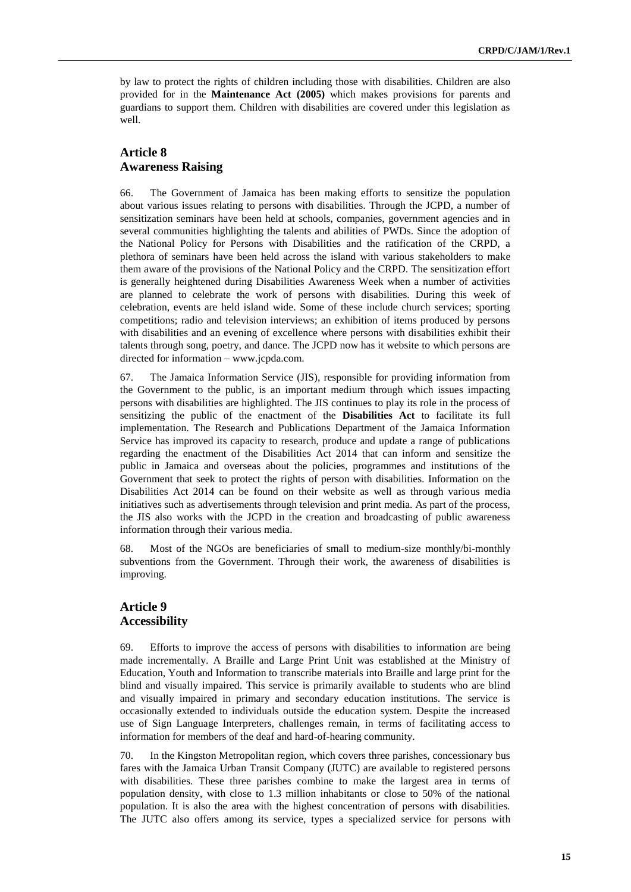by law to protect the rights of children including those with disabilities. Children are also provided for in the **Maintenance Act (2005)** which makes provisions for parents and guardians to support them. Children with disabilities are covered under this legislation as well.

## Article 8
## Awareness Raising

66. The Government of Jamaica has been making efforts to sensitize the population about various issues relating to persons with disabilities. Through the JCPD, a number of sensitization seminars have been held at schools, companies, government agencies and in several communities highlighting the talents and abilities of PWDs. Since the adoption of the National Policy for Persons with Disabilities and the ratification of the CRPD, a plethora of seminars have been held across the island with various stakeholders to make them aware of the provisions of the National Policy and the CRPD. The sensitization effort is generally heightened during Disabilities Awareness Week when a number of activities are planned to celebrate the work of persons with disabilities. During this week of celebration, events are held island wide. Some of these include church services; sporting competitions; radio and television interviews; an exhibition of items produced by persons with disabilities and an evening of excellence where persons with disabilities exhibit their talents through song, poetry, and dance. The JCPD now has it website to which persons are directed for information – www.jcpda.com.

67. The Jamaica Information Service (JIS), responsible for providing information from the Government to the public, is an important medium through which issues impacting persons with disabilities are highlighted. The JIS continues to play its role in the process of sensitizing the public of the enactment of the **Disabilities Act** to facilitate its full implementation. The Research and Publications Department of the Jamaica Information Service has improved its capacity to research, produce and update a range of publications regarding the enactment of the Disabilities Act 2014 that can inform and sensitize the public in Jamaica and overseas about the policies, programmes and institutions of the Government that seek to protect the rights of person with disabilities. Information on the Disabilities Act 2014 can be found on their website as well as through various media initiatives such as advertisements through television and print media. As part of the process, the JIS also works with the JCPD in the creation and broadcasting of public awareness information through their various media.

68. Most of the NGOs are beneficiaries of small to medium-size monthly/bi-monthly subventions from the Government. Through their work, the awareness of disabilities is improving.

## Article 9
## Accessibility

69. Efforts to improve the access of persons with disabilities to information are being made incrementally. A Braille and Large Print Unit was established at the Ministry of Education, Youth and Information to transcribe materials into Braille and large print for the blind and visually impaired. This service is primarily available to students who are blind and visually impaired in primary and secondary education institutions. The service is occasionally extended to individuals outside the education system. Despite the increased use of Sign Language Interpreters, challenges remain, in terms of facilitating access to information for members of the deaf and hard-of-hearing community.

70. In the Kingston Metropolitan region, which covers three parishes, concessionary bus fares with the Jamaica Urban Transit Company (JUTC) are available to registered persons with disabilities. These three parishes combine to make the largest area in terms of population density, with close to 1.3 million inhabitants or close to 50% of the national population. It is also the area with the highest concentration of persons with disabilities. The JUTC also offers among its service, types a specialized service for persons with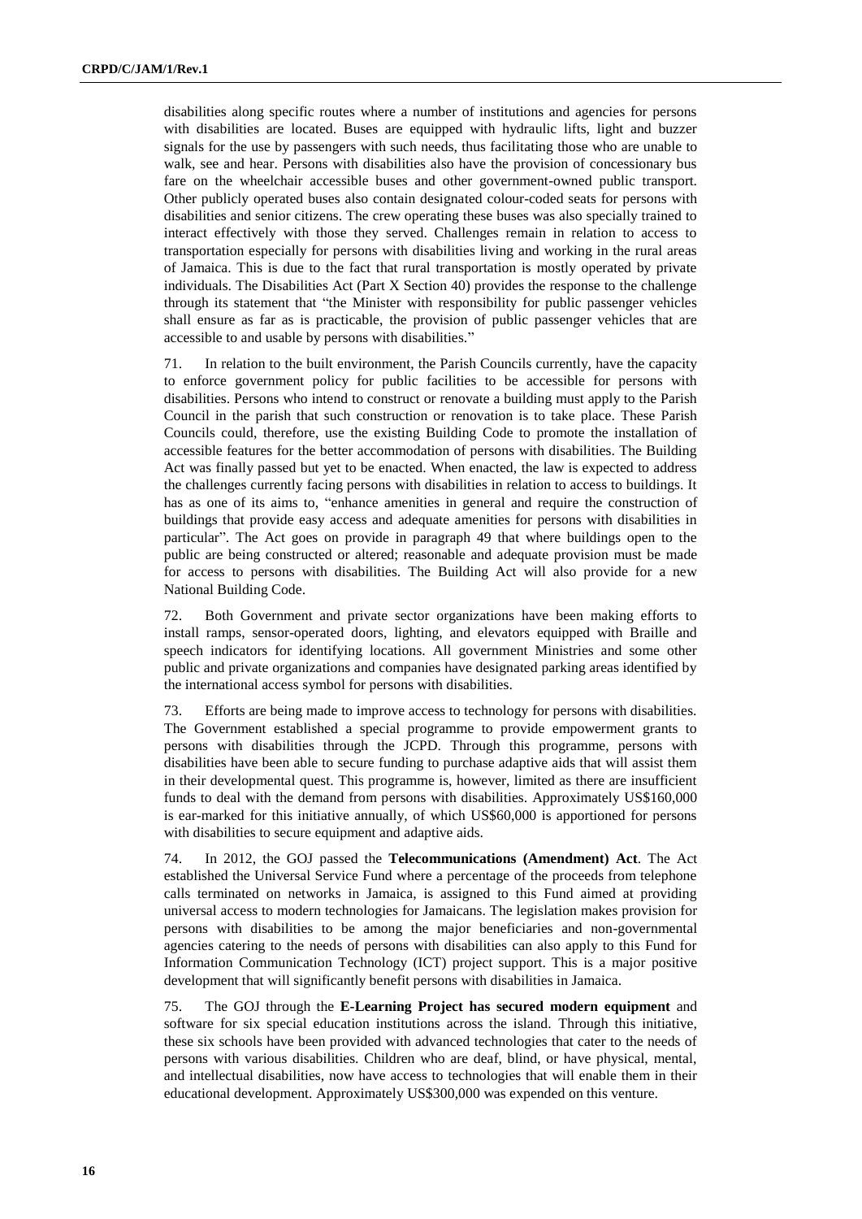disabilities along specific routes where a number of institutions and agencies for persons with disabilities are located. Buses are equipped with hydraulic lifts, light and buzzer signals for the use by passengers with such needs, thus facilitating those who are unable to walk, see and hear. Persons with disabilities also have the provision of concessionary bus fare on the wheelchair accessible buses and other government-owned public transport. Other publicly operated buses also contain designated colour-coded seats for persons with disabilities and senior citizens. The crew operating these buses was also specially trained to interact effectively with those they served. Challenges remain in relation to access to transportation especially for persons with disabilities living and working in the rural areas of Jamaica. This is due to the fact that rural transportation is mostly operated by private individuals. The Disabilities Act (Part X Section 40) provides the response to the challenge through its statement that "the Minister with responsibility for public passenger vehicles shall ensure as far as is practicable, the provision of public passenger vehicles that are accessible to and usable by persons with disabilities."

71. In relation to the built environment, the Parish Councils currently, have the capacity to enforce government policy for public facilities to be accessible for persons with disabilities. Persons who intend to construct or renovate a building must apply to the Parish Council in the parish that such construction or renovation is to take place. These Parish Councils could, therefore, use the existing Building Code to promote the installation of accessible features for the better accommodation of persons with disabilities. The Building Act was finally passed but yet to be enacted. When enacted, the law is expected to address the challenges currently facing persons with disabilities in relation to access to buildings. It has as one of its aims to, "enhance amenities in general and require the construction of buildings that provide easy access and adequate amenities for persons with disabilities in particular". The Act goes on provide in paragraph 49 that where buildings open to the public are being constructed or altered; reasonable and adequate provision must be made for access to persons with disabilities. The Building Act will also provide for a new National Building Code.

72. Both Government and private sector organizations have been making efforts to install ramps, sensor-operated doors, lighting, and elevators equipped with Braille and speech indicators for identifying locations. All government Ministries and some other public and private organizations and companies have designated parking areas identified by the international access symbol for persons with disabilities.

73. Efforts are being made to improve access to technology for persons with disabilities. The Government established a special programme to provide empowerment grants to persons with disabilities through the JCPD. Through this programme, persons with disabilities have been able to secure funding to purchase adaptive aids that will assist them in their developmental quest. This programme is, however, limited as there are insufficient funds to deal with the demand from persons with disabilities. Approximately US$160,000 is ear-marked for this initiative annually, of which US$60,000 is apportioned for persons with disabilities to secure equipment and adaptive aids.

74. In 2012, the GOJ passed the **Telecommunications (Amendment) Act**. The Act established the Universal Service Fund where a percentage of the proceeds from telephone calls terminated on networks in Jamaica, is assigned to this Fund aimed at providing universal access to modern technologies for Jamaicans. The legislation makes provision for persons with disabilities to be among the major beneficiaries and non-governmental agencies catering to the needs of persons with disabilities can also apply to this Fund for Information Communication Technology (ICT) project support. This is a major positive development that will significantly benefit persons with disabilities in Jamaica.

75. The GOJ through the **E-Learning Project has secured modern equipment** and software for six special education institutions across the island. Through this initiative, these six schools have been provided with advanced technologies that cater to the needs of persons with various disabilities. Children who are deaf, blind, or have physical, mental, and intellectual disabilities, now have access to technologies that will enable them in their educational development. Approximately US$300,000 was expended on this venture.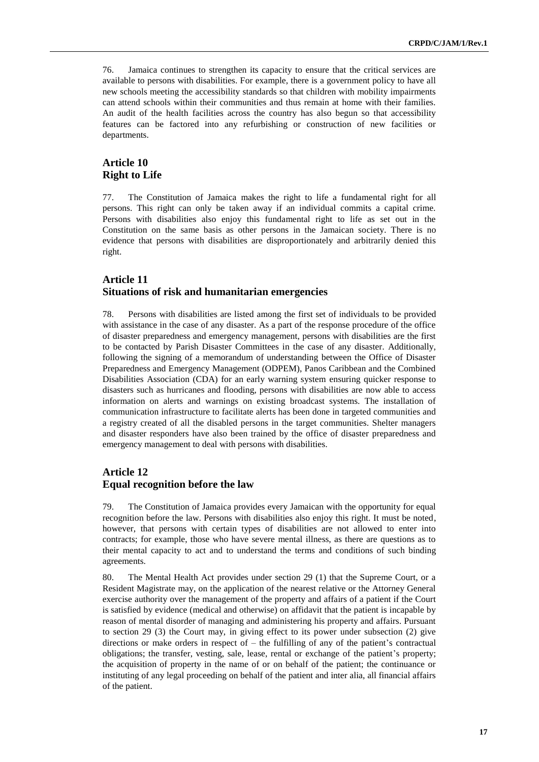76. Jamaica continues to strengthen its capacity to ensure that the critical services are available to persons with disabilities. For example, there is a government policy to have all new schools meeting the accessibility standards so that children with mobility impairments can attend schools within their communities and thus remain at home with their families. An audit of the health facilities across the country has also begun so that accessibility features can be factored into any refurbishing or construction of new facilities or departments.

## Article 10
## Right to Life

77. The Constitution of Jamaica makes the right to life a fundamental right for all persons. This right can only be taken away if an individual commits a capital crime. Persons with disabilities also enjoy this fundamental right to life as set out in the Constitution on the same basis as other persons in the Jamaican society. There is no evidence that persons with disabilities are disproportionately and arbitrarily denied this right.

## Article 11
## Situations of risk and humanitarian emergencies

78. Persons with disabilities are listed among the first set of individuals to be provided with assistance in the case of any disaster. As a part of the response procedure of the office of disaster preparedness and emergency management, persons with disabilities are the first to be contacted by Parish Disaster Committees in the case of any disaster. Additionally, following the signing of a memorandum of understanding between the Office of Disaster Preparedness and Emergency Management (ODPEM), Panos Caribbean and the Combined Disabilities Association (CDA) for an early warning system ensuring quicker response to disasters such as hurricanes and flooding, persons with disabilities are now able to access information on alerts and warnings on existing broadcast systems. The installation of communication infrastructure to facilitate alerts has been done in targeted communities and a registry created of all the disabled persons in the target communities. Shelter managers and disaster responders have also been trained by the office of disaster preparedness and emergency management to deal with persons with disabilities.

## Article 12
## Equal recognition before the law

79. The Constitution of Jamaica provides every Jamaican with the opportunity for equal recognition before the law. Persons with disabilities also enjoy this right. It must be noted, however, that persons with certain types of disabilities are not allowed to enter into contracts; for example, those who have severe mental illness, as there are questions as to their mental capacity to act and to understand the terms and conditions of such binding agreements.

80. The Mental Health Act provides under section 29 (1) that the Supreme Court, or a Resident Magistrate may, on the application of the nearest relative or the Attorney General exercise authority over the management of the property and affairs of a patient if the Court is satisfied by evidence (medical and otherwise) on affidavit that the patient is incapable by reason of mental disorder of managing and administering his property and affairs. Pursuant to section 29 (3) the Court may, in giving effect to its power under subsection (2) give directions or make orders in respect of – the fulfilling of any of the patient's contractual obligations; the transfer, vesting, sale, lease, rental or exchange of the patient's property; the acquisition of property in the name of or on behalf of the patient; the continuance or instituting of any legal proceeding on behalf of the patient and inter alia, all financial affairs of the patient.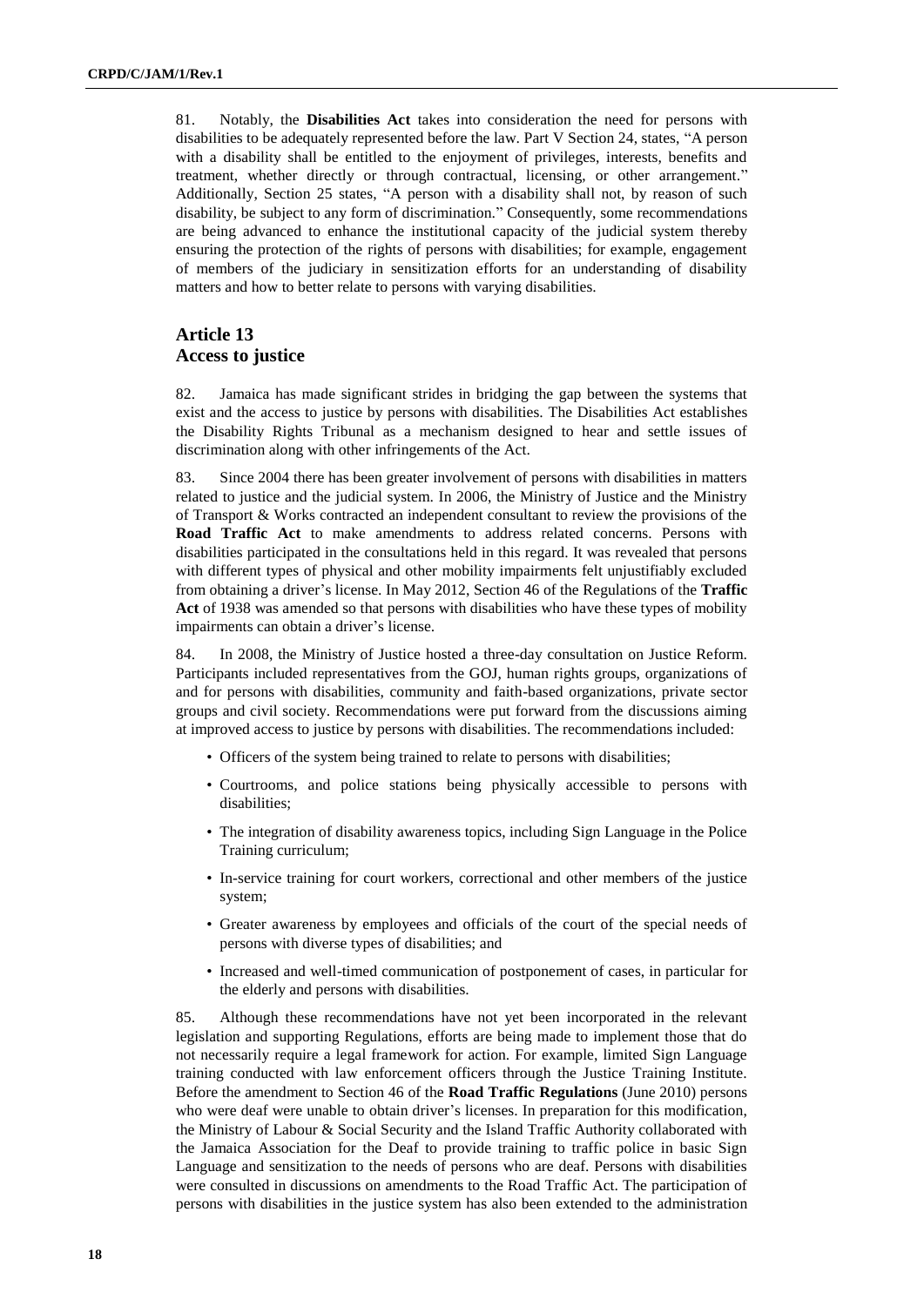81. Notably, the **Disabilities Act** takes into consideration the need for persons with disabilities to be adequately represented before the law. Part V Section 24, states, "A person with a disability shall be entitled to the enjoyment of privileges, interests, benefits and treatment, whether directly or through contractual, licensing, or other arrangement." Additionally, Section 25 states, "A person with a disability shall not, by reason of such disability, be subject to any form of discrimination." Consequently, some recommendations are being advanced to enhance the institutional capacity of the judicial system thereby ensuring the protection of the rights of persons with disabilities; for example, engagement of members of the judiciary in sensitization efforts for an understanding of disability matters and how to better relate to persons with varying disabilities.

## Article 13
## Access to justice

82. Jamaica has made significant strides in bridging the gap between the systems that exist and the access to justice by persons with disabilities. The Disabilities Act establishes the Disability Rights Tribunal as a mechanism designed to hear and settle issues of discrimination along with other infringements of the Act.

83. Since 2004 there has been greater involvement of persons with disabilities in matters related to justice and the judicial system. In 2006, the Ministry of Justice and the Ministry of Transport & Works contracted an independent consultant to review the provisions of the **Road Traffic Act** to make amendments to address related concerns. Persons with disabilities participated in the consultations held in this regard. It was revealed that persons with different types of physical and other mobility impairments felt unjustifiably excluded from obtaining a driver's license. In May 2012, Section 46 of the Regulations of the **Traffic Act** of 1938 was amended so that persons with disabilities who have these types of mobility impairments can obtain a driver's license.

84. In 2008, the Ministry of Justice hosted a three-day consultation on Justice Reform. Participants included representatives from the GOJ, human rights groups, organizations of and for persons with disabilities, community and faith-based organizations, private sector groups and civil society. Recommendations were put forward from the discussions aiming at improved access to justice by persons with disabilities. The recommendations included:

- Officers of the system being trained to relate to persons with disabilities;
- Courtrooms, and police stations being physically accessible to persons with disabilities;
- The integration of disability awareness topics, including Sign Language in the Police Training curriculum;
- In-service training for court workers, correctional and other members of the justice system;
- Greater awareness by employees and officials of the court of the special needs of persons with diverse types of disabilities; and
- Increased and well-timed communication of postponement of cases, in particular for the elderly and persons with disabilities.

85. Although these recommendations have not yet been incorporated in the relevant legislation and supporting Regulations, efforts are being made to implement those that do not necessarily require a legal framework for action. For example, limited Sign Language training conducted with law enforcement officers through the Justice Training Institute. Before the amendment to Section 46 of the **Road Traffic Regulations** (June 2010) persons who were deaf were unable to obtain driver's licenses. In preparation for this modification, the Ministry of Labour & Social Security and the Island Traffic Authority collaborated with the Jamaica Association for the Deaf to provide training to traffic police in basic Sign Language and sensitization to the needs of persons who are deaf. Persons with disabilities were consulted in discussions on amendments to the Road Traffic Act. The participation of persons with disabilities in the justice system has also been extended to the administration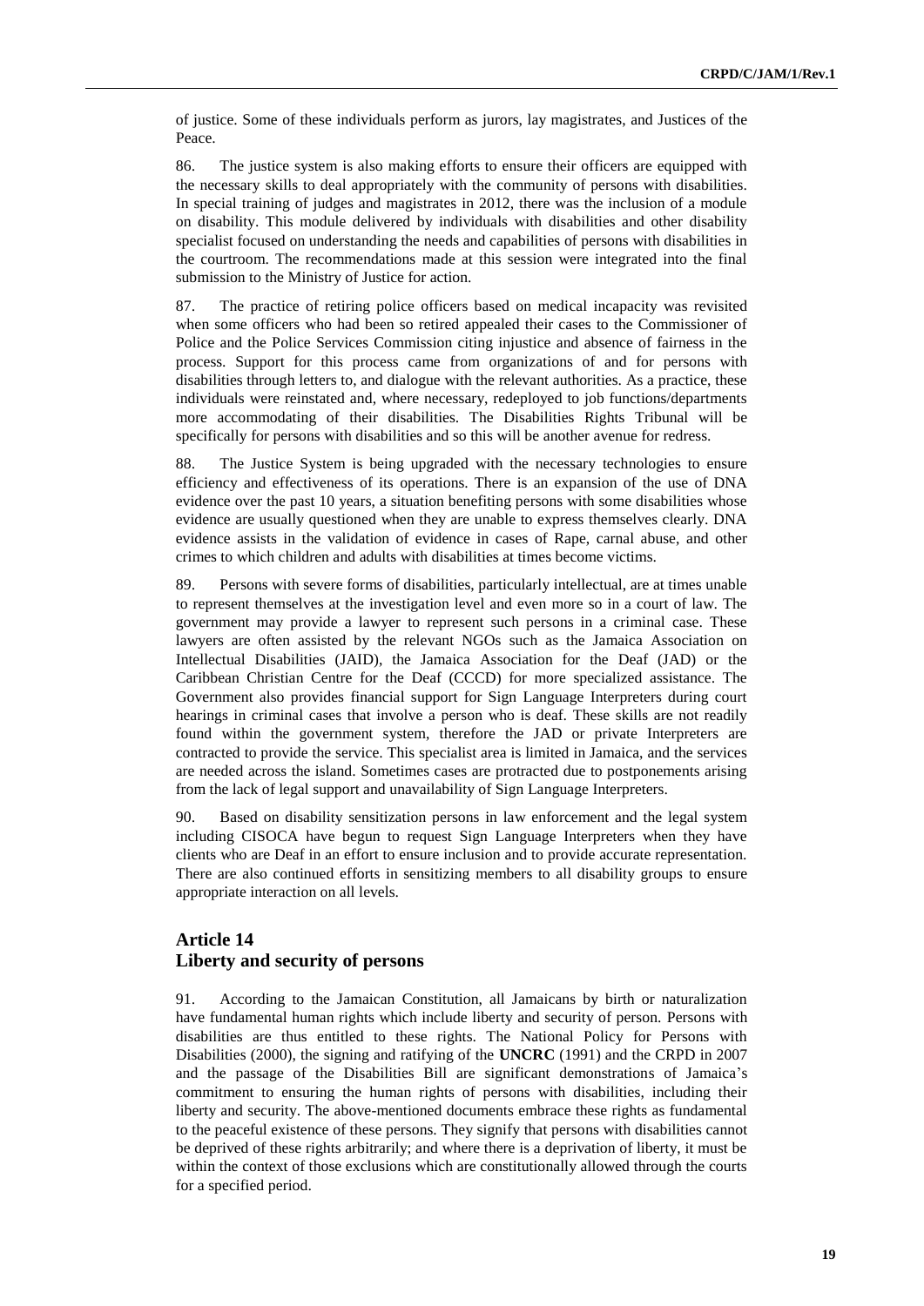of justice. Some of these individuals perform as jurors, lay magistrates, and Justices of the Peace.

86. The justice system is also making efforts to ensure their officers are equipped with the necessary skills to deal appropriately with the community of persons with disabilities. In special training of judges and magistrates in 2012, there was the inclusion of a module on disability. This module delivered by individuals with disabilities and other disability specialist focused on understanding the needs and capabilities of persons with disabilities in the courtroom. The recommendations made at this session were integrated into the final submission to the Ministry of Justice for action.

87. The practice of retiring police officers based on medical incapacity was revisited when some officers who had been so retired appealed their cases to the Commissioner of Police and the Police Services Commission citing injustice and absence of fairness in the process. Support for this process came from organizations of and for persons with disabilities through letters to, and dialogue with the relevant authorities. As a practice, these individuals were reinstated and, where necessary, redeployed to job functions/departments more accommodating of their disabilities. The Disabilities Rights Tribunal will be specifically for persons with disabilities and so this will be another avenue for redress.

88. The Justice System is being upgraded with the necessary technologies to ensure efficiency and effectiveness of its operations. There is an expansion of the use of DNA evidence over the past 10 years, a situation benefiting persons with some disabilities whose evidence are usually questioned when they are unable to express themselves clearly. DNA evidence assists in the validation of evidence in cases of Rape, carnal abuse, and other crimes to which children and adults with disabilities at times become victims.

89. Persons with severe forms of disabilities, particularly intellectual, are at times unable to represent themselves at the investigation level and even more so in a court of law. The government may provide a lawyer to represent such persons in a criminal case. These lawyers are often assisted by the relevant NGOs such as the Jamaica Association on Intellectual Disabilities (JAID), the Jamaica Association for the Deaf (JAD) or the Caribbean Christian Centre for the Deaf (CCCD) for more specialized assistance. The Government also provides financial support for Sign Language Interpreters during court hearings in criminal cases that involve a person who is deaf. These skills are not readily found within the government system, therefore the JAD or private Interpreters are contracted to provide the service. This specialist area is limited in Jamaica, and the services are needed across the island. Sometimes cases are protracted due to postponements arising from the lack of legal support and unavailability of Sign Language Interpreters.

90. Based on disability sensitization persons in law enforcement and the legal system including CISOCA have begun to request Sign Language Interpreters when they have clients who are Deaf in an effort to ensure inclusion and to provide accurate representation. There are also continued efforts in sensitizing members to all disability groups to ensure appropriate interaction on all levels.

## Article 14
## Liberty and security of persons

91. According to the Jamaican Constitution, all Jamaicans by birth or naturalization have fundamental human rights which include liberty and security of person. Persons with disabilities are thus entitled to these rights. The National Policy for Persons with Disabilities (2000), the signing and ratifying of the **UNCRC** (1991) and the CRPD in 2007 and the passage of the Disabilities Bill are significant demonstrations of Jamaica's commitment to ensuring the human rights of persons with disabilities, including their liberty and security. The above-mentioned documents embrace these rights as fundamental to the peaceful existence of these persons. They signify that persons with disabilities cannot be deprived of these rights arbitrarily; and where there is a deprivation of liberty, it must be within the context of those exclusions which are constitutionally allowed through the courts for a specified period.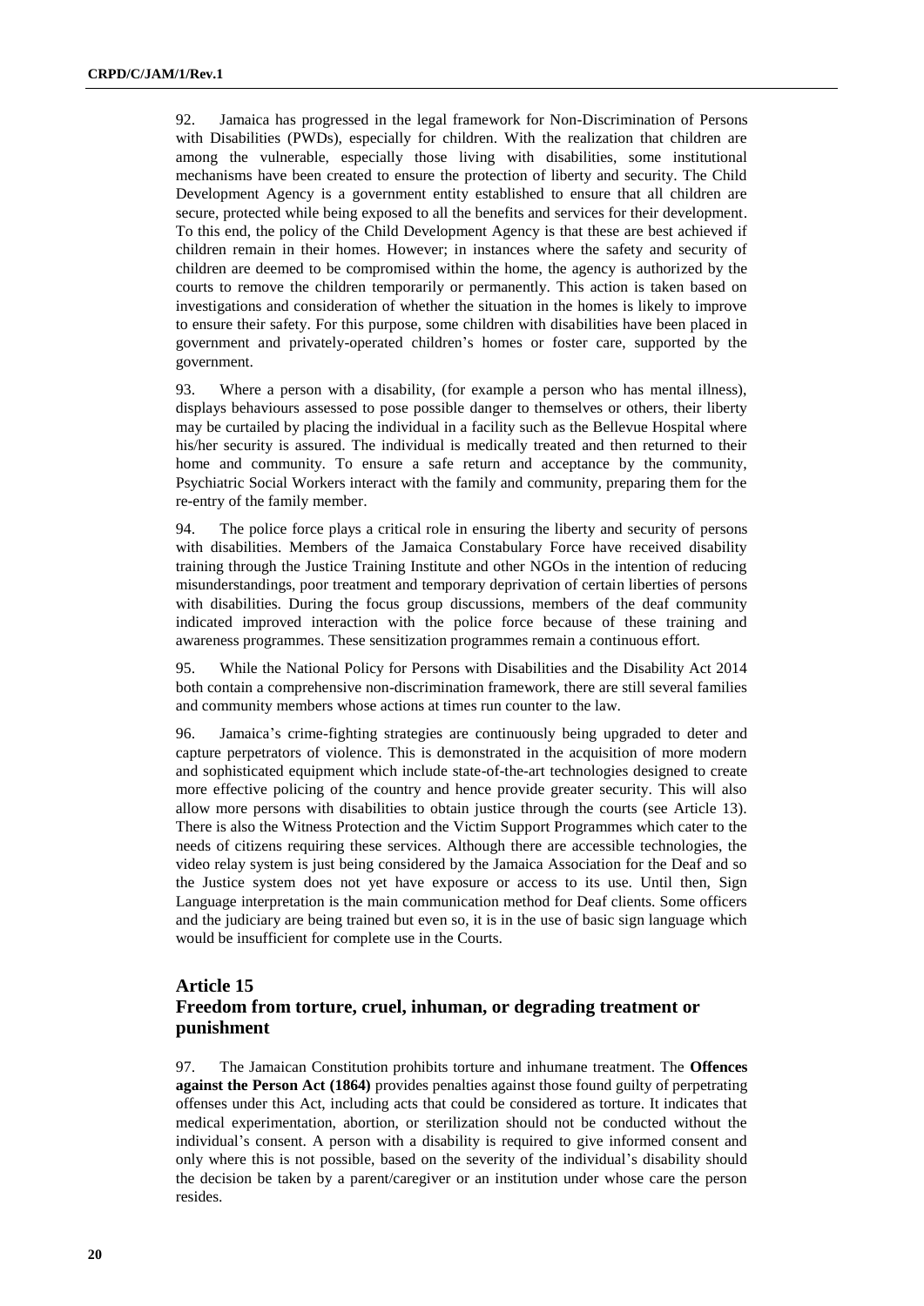92. Jamaica has progressed in the legal framework for Non-Discrimination of Persons with Disabilities (PWDs), especially for children. With the realization that children are among the vulnerable, especially those living with disabilities, some institutional mechanisms have been created to ensure the protection of liberty and security. The Child Development Agency is a government entity established to ensure that all children are secure, protected while being exposed to all the benefits and services for their development. To this end, the policy of the Child Development Agency is that these are best achieved if children remain in their homes. However; in instances where the safety and security of children are deemed to be compromised within the home, the agency is authorized by the courts to remove the children temporarily or permanently. This action is taken based on investigations and consideration of whether the situation in the homes is likely to improve to ensure their safety. For this purpose, some children with disabilities have been placed in government and privately-operated children's homes or foster care, supported by the government.

93. Where a person with a disability, (for example a person who has mental illness), displays behaviours assessed to pose possible danger to themselves or others, their liberty may be curtailed by placing the individual in a facility such as the Bellevue Hospital where his/her security is assured. The individual is medically treated and then returned to their home and community. To ensure a safe return and acceptance by the community, Psychiatric Social Workers interact with the family and community, preparing them for the re-entry of the family member.

94. The police force plays a critical role in ensuring the liberty and security of persons with disabilities. Members of the Jamaica Constabulary Force have received disability training through the Justice Training Institute and other NGOs in the intention of reducing misunderstandings, poor treatment and temporary deprivation of certain liberties of persons with disabilities. During the focus group discussions, members of the deaf community indicated improved interaction with the police force because of these training and awareness programmes. These sensitization programmes remain a continuous effort.

95. While the National Policy for Persons with Disabilities and the Disability Act 2014 both contain a comprehensive non-discrimination framework, there are still several families and community members whose actions at times run counter to the law.

96. Jamaica's crime-fighting strategies are continuously being upgraded to deter and capture perpetrators of violence. This is demonstrated in the acquisition of more modern and sophisticated equipment which include state-of-the-art technologies designed to create more effective policing of the country and hence provide greater security. This will also allow more persons with disabilities to obtain justice through the courts (see Article 13). There is also the Witness Protection and the Victim Support Programmes which cater to the needs of citizens requiring these services. Although there are accessible technologies, the video relay system is just being considered by the Jamaica Association for the Deaf and so the Justice system does not yet have exposure or access to its use. Until then, Sign Language interpretation is the main communication method for Deaf clients. Some officers and the judiciary are being trained but even so, it is in the use of basic sign language which would be insufficient for complete use in the Courts.

## Article 15
## Freedom from torture, cruel, inhuman, or degrading treatment or punishment

97. The Jamaican Constitution prohibits torture and inhumane treatment. The **Offences against the Person Act (1864)** provides penalties against those found guilty of perpetrating offenses under this Act, including acts that could be considered as torture. It indicates that medical experimentation, abortion, or sterilization should not be conducted without the individual's consent. A person with a disability is required to give informed consent and only where this is not possible, based on the severity of the individual's disability should the decision be taken by a parent/caregiver or an institution under whose care the person resides.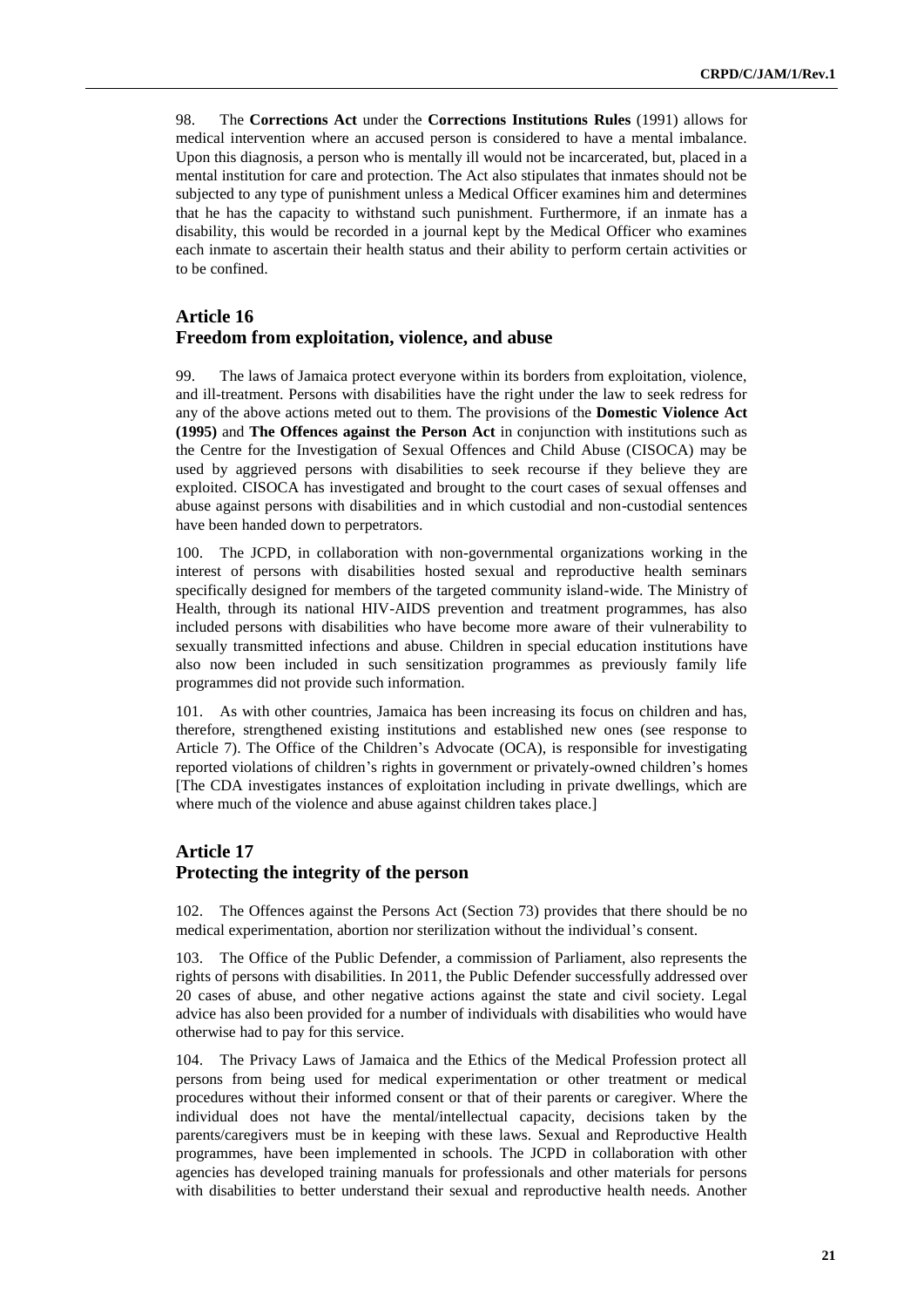98. The **Corrections Act** under the **Corrections Institutions Rules** (1991) allows for medical intervention where an accused person is considered to have a mental imbalance. Upon this diagnosis, a person who is mentally ill would not be incarcerated, but, placed in a mental institution for care and protection. The Act also stipulates that inmates should not be subjected to any type of punishment unless a Medical Officer examines him and determines that he has the capacity to withstand such punishment. Furthermore, if an inmate has a disability, this would be recorded in a journal kept by the Medical Officer who examines each inmate to ascertain their health status and their ability to perform certain activities or to be confined.

## Article 16
## Freedom from exploitation, violence, and abuse

99. The laws of Jamaica protect everyone within its borders from exploitation, violence, and ill-treatment. Persons with disabilities have the right under the law to seek redress for any of the above actions meted out to them. The provisions of the **Domestic Violence Act (1995)** and **The Offences against the Person Act** in conjunction with institutions such as the Centre for the Investigation of Sexual Offences and Child Abuse (CISOCA) may be used by aggrieved persons with disabilities to seek recourse if they believe they are exploited. CISOCA has investigated and brought to the court cases of sexual offenses and abuse against persons with disabilities and in which custodial and non-custodial sentences have been handed down to perpetrators.

100. The JCPD, in collaboration with non-governmental organizations working in the interest of persons with disabilities hosted sexual and reproductive health seminars specifically designed for members of the targeted community island-wide. The Ministry of Health, through its national HIV-AIDS prevention and treatment programmes, has also included persons with disabilities who have become more aware of their vulnerability to sexually transmitted infections and abuse. Children in special education institutions have also now been included in such sensitization programmes as previously family life programmes did not provide such information.

101. As with other countries, Jamaica has been increasing its focus on children and has, therefore, strengthened existing institutions and established new ones (see response to Article 7). The Office of the Children's Advocate (OCA), is responsible for investigating reported violations of children's rights in government or privately-owned children's homes [The CDA investigates instances of exploitation including in private dwellings, which are where much of the violence and abuse against children takes place.]

## Article 17
## Protecting the integrity of the person

102. The Offences against the Persons Act (Section 73) provides that there should be no medical experimentation, abortion nor sterilization without the individual's consent.

103. The Office of the Public Defender, a commission of Parliament, also represents the rights of persons with disabilities. In 2011, the Public Defender successfully addressed over 20 cases of abuse, and other negative actions against the state and civil society. Legal advice has also been provided for a number of individuals with disabilities who would have otherwise had to pay for this service.

104. The Privacy Laws of Jamaica and the Ethics of the Medical Profession protect all persons from being used for medical experimentation or other treatment or medical procedures without their informed consent or that of their parents or caregiver. Where the individual does not have the mental/intellectual capacity, decisions taken by the parents/caregivers must be in keeping with these laws. Sexual and Reproductive Health programmes, have been implemented in schools. The JCPD in collaboration with other agencies has developed training manuals for professionals and other materials for persons with disabilities to better understand their sexual and reproductive health needs. Another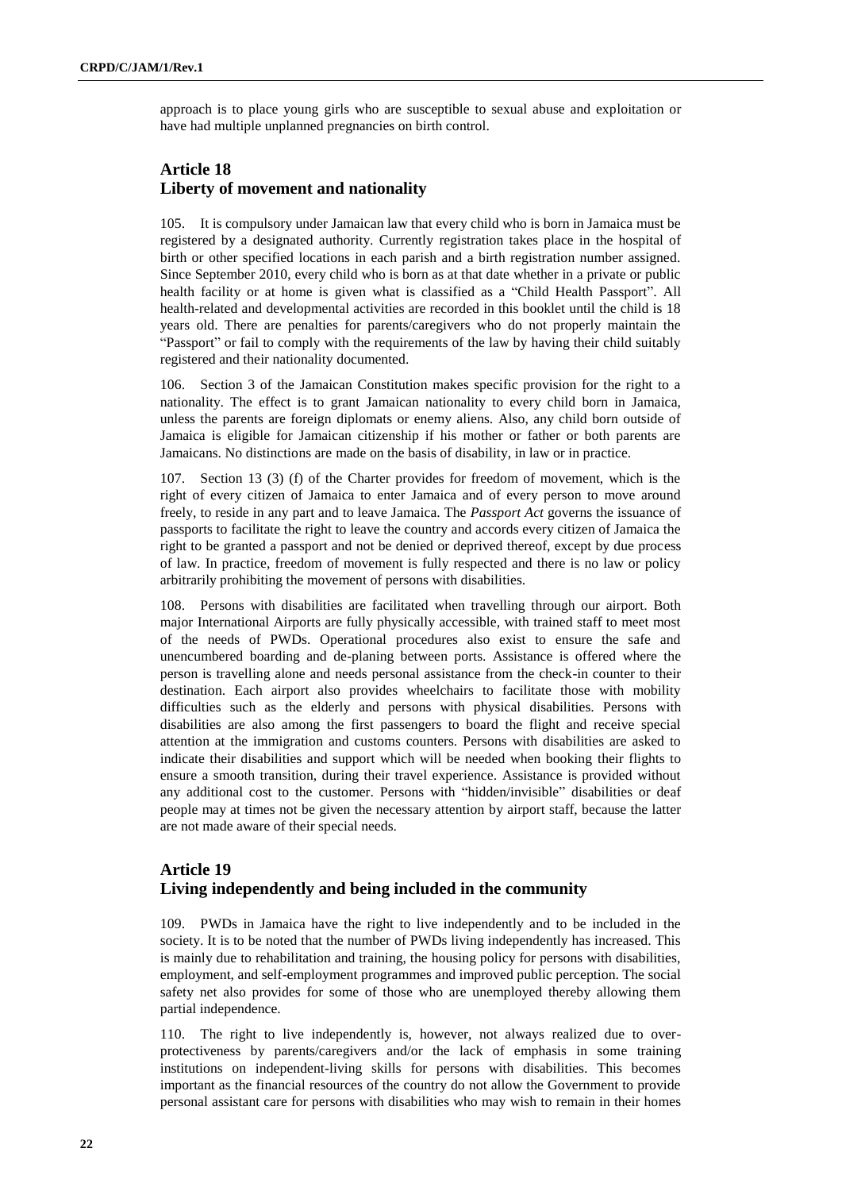approach is to place young girls who are susceptible to sexual abuse and exploitation or have had multiple unplanned pregnancies on birth control.

## Article 18
## Liberty of movement and nationality

105. It is compulsory under Jamaican law that every child who is born in Jamaica must be registered by a designated authority. Currently registration takes place in the hospital of birth or other specified locations in each parish and a birth registration number assigned. Since September 2010, every child who is born as at that date whether in a private or public health facility or at home is given what is classified as a "Child Health Passport". All health-related and developmental activities are recorded in this booklet until the child is 18 years old. There are penalties for parents/caregivers who do not properly maintain the "Passport" or fail to comply with the requirements of the law by having their child suitably registered and their nationality documented.

106. Section 3 of the Jamaican Constitution makes specific provision for the right to a nationality. The effect is to grant Jamaican nationality to every child born in Jamaica, unless the parents are foreign diplomats or enemy aliens. Also, any child born outside of Jamaica is eligible for Jamaican citizenship if his mother or father or both parents are Jamaicans. No distinctions are made on the basis of disability, in law or in practice.

107. Section 13 (3) (f) of the Charter provides for freedom of movement, which is the right of every citizen of Jamaica to enter Jamaica and of every person to move around freely, to reside in any part and to leave Jamaica. The *Passport Act* governs the issuance of passports to facilitate the right to leave the country and accords every citizen of Jamaica the right to be granted a passport and not be denied or deprived thereof, except by due process of law. In practice, freedom of movement is fully respected and there is no law or policy arbitrarily prohibiting the movement of persons with disabilities.

108. Persons with disabilities are facilitated when travelling through our airport. Both major International Airports are fully physically accessible, with trained staff to meet most of the needs of PWDs. Operational procedures also exist to ensure the safe and unencumbered boarding and de-planing between ports. Assistance is offered where the person is travelling alone and needs personal assistance from the check-in counter to their destination. Each airport also provides wheelchairs to facilitate those with mobility difficulties such as the elderly and persons with physical disabilities. Persons with disabilities are also among the first passengers to board the flight and receive special attention at the immigration and customs counters. Persons with disabilities are asked to indicate their disabilities and support which will be needed when booking their flights to ensure a smooth transition, during their travel experience. Assistance is provided without any additional cost to the customer. Persons with "hidden/invisible" disabilities or deaf people may at times not be given the necessary attention by airport staff, because the latter are not made aware of their special needs.

## Article 19
## Living independently and being included in the community

109. PWDs in Jamaica have the right to live independently and to be included in the society. It is to be noted that the number of PWDs living independently has increased. This is mainly due to rehabilitation and training, the housing policy for persons with disabilities, employment, and self-employment programmes and improved public perception. The social safety net also provides for some of those who are unemployed thereby allowing them partial independence.

110. The right to live independently is, however, not always realized due to over-protectiveness by parents/caregivers and/or the lack of emphasis in some training institutions on independent-living skills for persons with disabilities. This becomes important as the financial resources of the country do not allow the Government to provide personal assistant care for persons with disabilities who may wish to remain in their homes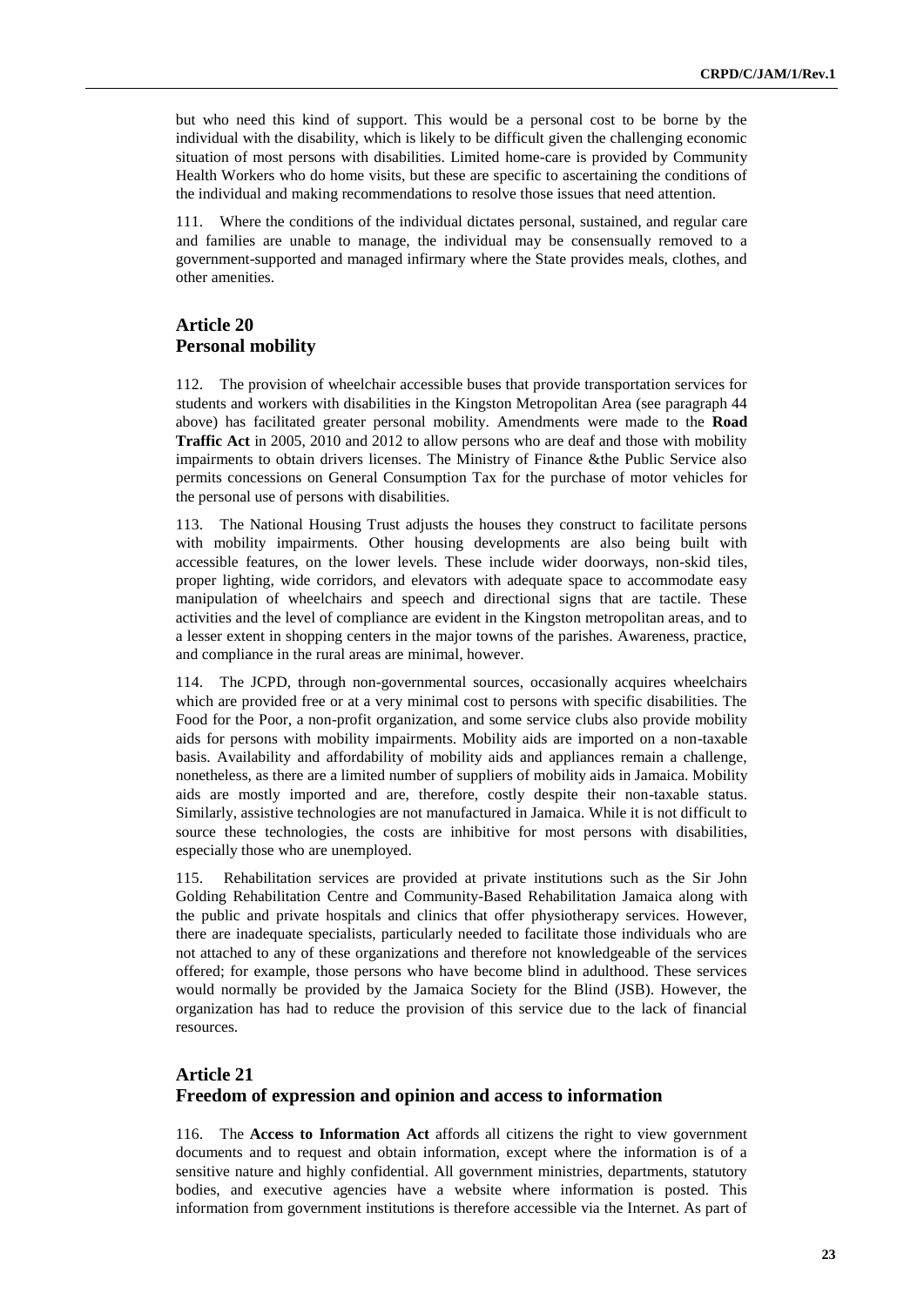but who need this kind of support. This would be a personal cost to be borne by the individual with the disability, which is likely to be difficult given the challenging economic situation of most persons with disabilities. Limited home-care is provided by Community Health Workers who do home visits, but these are specific to ascertaining the conditions of the individual and making recommendations to resolve those issues that need attention.

111. Where the conditions of the individual dictates personal, sustained, and regular care and families are unable to manage, the individual may be consensually removed to a government-supported and managed infirmary where the State provides meals, clothes, and other amenities.

## Article 20
## Personal mobility

112. The provision of wheelchair accessible buses that provide transportation services for students and workers with disabilities in the Kingston Metropolitan Area (see paragraph 44 above) has facilitated greater personal mobility. Amendments were made to the **Road Traffic Act** in 2005, 2010 and 2012 to allow persons who are deaf and those with mobility impairments to obtain drivers licenses. The Ministry of Finance &the Public Service also permits concessions on General Consumption Tax for the purchase of motor vehicles for the personal use of persons with disabilities.

113. The National Housing Trust adjusts the houses they construct to facilitate persons with mobility impairments. Other housing developments are also being built with accessible features, on the lower levels. These include wider doorways, non-skid tiles, proper lighting, wide corridors, and elevators with adequate space to accommodate easy manipulation of wheelchairs and speech and directional signs that are tactile. These activities and the level of compliance are evident in the Kingston metropolitan areas, and to a lesser extent in shopping centers in the major towns of the parishes. Awareness, practice, and compliance in the rural areas are minimal, however.

114. The JCPD, through non-governmental sources, occasionally acquires wheelchairs which are provided free or at a very minimal cost to persons with specific disabilities. The Food for the Poor, a non-profit organization, and some service clubs also provide mobility aids for persons with mobility impairments. Mobility aids are imported on a non-taxable basis. Availability and affordability of mobility aids and appliances remain a challenge, nonetheless, as there are a limited number of suppliers of mobility aids in Jamaica. Mobility aids are mostly imported and are, therefore, costly despite their non-taxable status. Similarly, assistive technologies are not manufactured in Jamaica. While it is not difficult to source these technologies, the costs are inhibitive for most persons with disabilities, especially those who are unemployed.

115. Rehabilitation services are provided at private institutions such as the Sir John Golding Rehabilitation Centre and Community-Based Rehabilitation Jamaica along with the public and private hospitals and clinics that offer physiotherapy services. However, there are inadequate specialists, particularly needed to facilitate those individuals who are not attached to any of these organizations and therefore not knowledgeable of the services offered; for example, those persons who have become blind in adulthood. These services would normally be provided by the Jamaica Society for the Blind (JSB). However, the organization has had to reduce the provision of this service due to the lack of financial resources.

## Article 21
## Freedom of expression and opinion and access to information

116. The **Access to Information Act** affords all citizens the right to view government documents and to request and obtain information, except where the information is of a sensitive nature and highly confidential. All government ministries, departments, statutory bodies, and executive agencies have a website where information is posted. This information from government institutions is therefore accessible via the Internet. As part of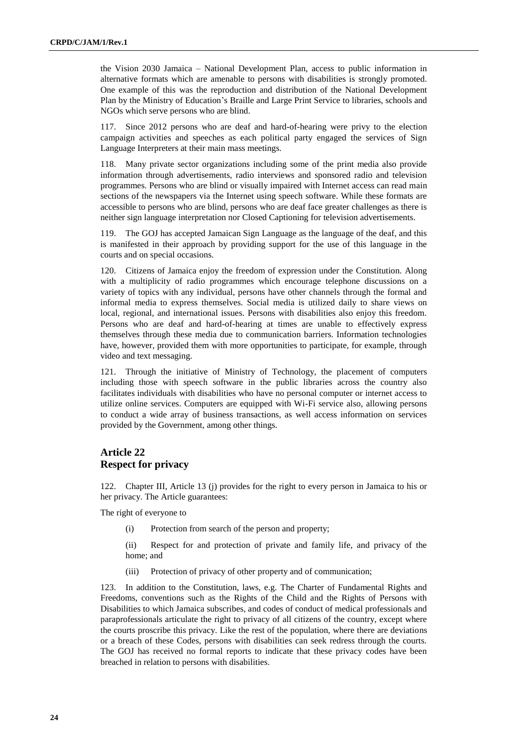the Vision 2030 Jamaica – National Development Plan, access to public information in alternative formats which are amenable to persons with disabilities is strongly promoted. One example of this was the reproduction and distribution of the National Development Plan by the Ministry of Education's Braille and Large Print Service to libraries, schools and NGOs which serve persons who are blind.

117. Since 2012 persons who are deaf and hard-of-hearing were privy to the election campaign activities and speeches as each political party engaged the services of Sign Language Interpreters at their main mass meetings.

118. Many private sector organizations including some of the print media also provide information through advertisements, radio interviews and sponsored radio and television programmes. Persons who are blind or visually impaired with Internet access can read main sections of the newspapers via the Internet using speech software. While these formats are accessible to persons who are blind, persons who are deaf face greater challenges as there is neither sign language interpretation nor Closed Captioning for television advertisements.

119. The GOJ has accepted Jamaican Sign Language as the language of the deaf, and this is manifested in their approach by providing support for the use of this language in the courts and on special occasions.

120. Citizens of Jamaica enjoy the freedom of expression under the Constitution. Along with a multiplicity of radio programmes which encourage telephone discussions on a variety of topics with any individual, persons have other channels through the formal and informal media to express themselves. Social media is utilized daily to share views on local, regional, and international issues. Persons with disabilities also enjoy this freedom. Persons who are deaf and hard-of-hearing at times are unable to effectively express themselves through these media due to communication barriers. Information technologies have, however, provided them with more opportunities to participate, for example, through video and text messaging.

121. Through the initiative of Ministry of Technology, the placement of computers including those with speech software in the public libraries across the country also facilitates individuals with disabilities who have no personal computer or internet access to utilize online services. Computers are equipped with Wi-Fi service also, allowing persons to conduct a wide array of business transactions, as well access information on services provided by the Government, among other things.

## Article 22
## Respect for privacy

122. Chapter III, Article 13 (j) provides for the right to every person in Jamaica to his or her privacy. The Article guarantees:

The right of everyone to

(i) Protection from search of the person and property;

(ii) Respect for and protection of private and family life, and privacy of the home; and

(iii) Protection of privacy of other property and of communication;

123. In addition to the Constitution, laws, e.g. The Charter of Fundamental Rights and Freedoms, conventions such as the Rights of the Child and the Rights of Persons with Disabilities to which Jamaica subscribes, and codes of conduct of medical professionals and paraprofessionals articulate the right to privacy of all citizens of the country, except where the courts proscribe this privacy. Like the rest of the population, where there are deviations or a breach of these Codes, persons with disabilities can seek redress through the courts. The GOJ has received no formal reports to indicate that these privacy codes have been breached in relation to persons with disabilities.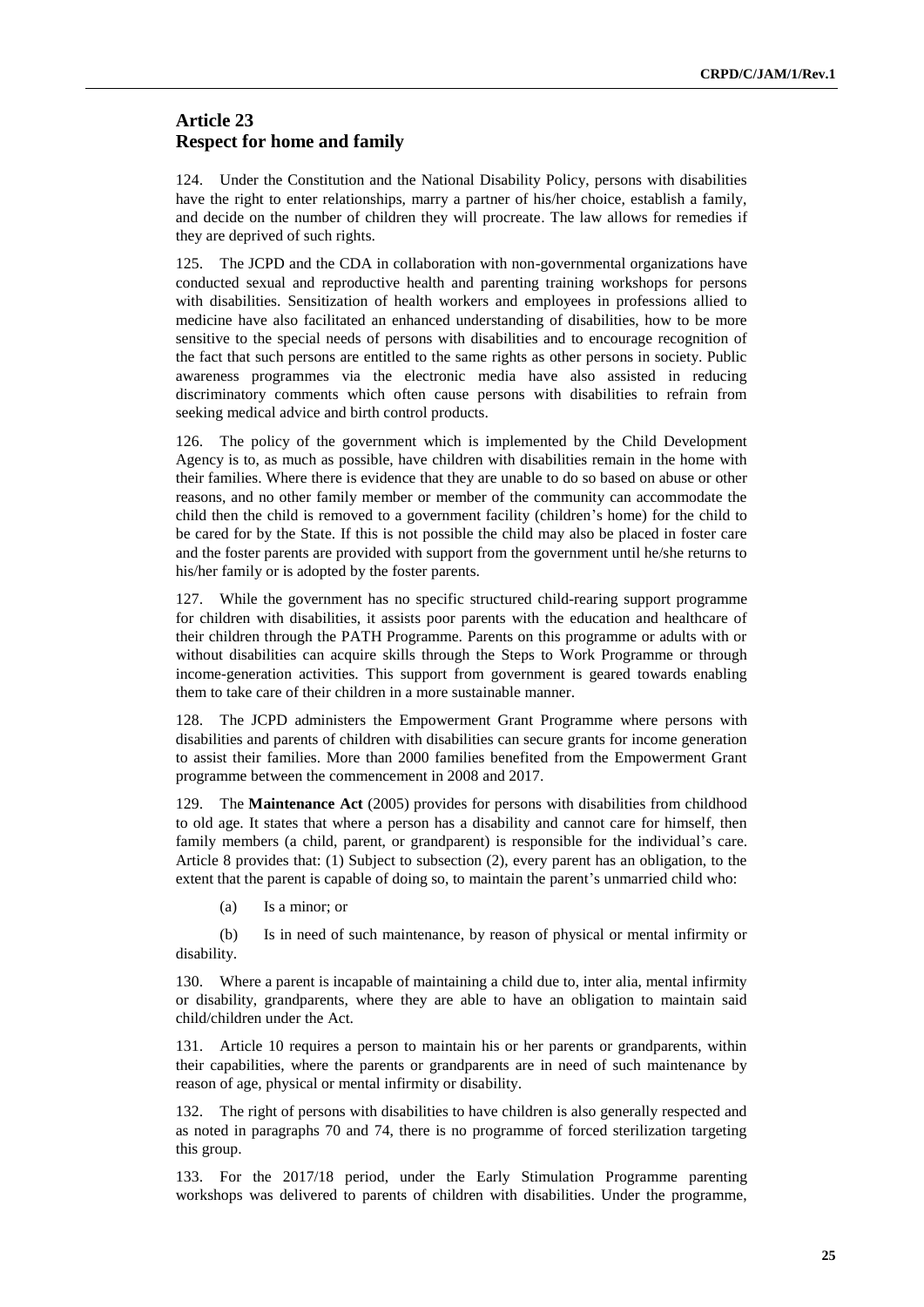## Article 23
## Respect for home and family

124. Under the Constitution and the National Disability Policy, persons with disabilities have the right to enter relationships, marry a partner of his/her choice, establish a family, and decide on the number of children they will procreate. The law allows for remedies if they are deprived of such rights.

125. The JCPD and the CDA in collaboration with non-governmental organizations have conducted sexual and reproductive health and parenting training workshops for persons with disabilities. Sensitization of health workers and employees in professions allied to medicine have also facilitated an enhanced understanding of disabilities, how to be more sensitive to the special needs of persons with disabilities and to encourage recognition of the fact that such persons are entitled to the same rights as other persons in society. Public awareness programmes via the electronic media have also assisted in reducing discriminatory comments which often cause persons with disabilities to refrain from seeking medical advice and birth control products.

126. The policy of the government which is implemented by the Child Development Agency is to, as much as possible, have children with disabilities remain in the home with their families. Where there is evidence that they are unable to do so based on abuse or other reasons, and no other family member or member of the community can accommodate the child then the child is removed to a government facility (children's home) for the child to be cared for by the State. If this is not possible the child may also be placed in foster care and the foster parents are provided with support from the government until he/she returns to his/her family or is adopted by the foster parents.

127. While the government has no specific structured child-rearing support programme for children with disabilities, it assists poor parents with the education and healthcare of their children through the PATH Programme. Parents on this programme or adults with or without disabilities can acquire skills through the Steps to Work Programme or through income-generation activities. This support from government is geared towards enabling them to take care of their children in a more sustainable manner.

128. The JCPD administers the Empowerment Grant Programme where persons with disabilities and parents of children with disabilities can secure grants for income generation to assist their families. More than 2000 families benefited from the Empowerment Grant programme between the commencement in 2008 and 2017.

129. The **Maintenance Act** (2005) provides for persons with disabilities from childhood to old age. It states that where a person has a disability and cannot care for himself, then family members (a child, parent, or grandparent) is responsible for the individual's care. Article 8 provides that: (1) Subject to subsection (2), every parent has an obligation, to the extent that the parent is capable of doing so, to maintain the parent's unmarried child who:

(a) Is a minor; or

(b) Is in need of such maintenance, by reason of physical or mental infirmity or disability.

130. Where a parent is incapable of maintaining a child due to, inter alia, mental infirmity or disability, grandparents, where they are able to have an obligation to maintain said child/children under the Act.

131. Article 10 requires a person to maintain his or her parents or grandparents, within their capabilities, where the parents or grandparents are in need of such maintenance by reason of age, physical or mental infirmity or disability.

132. The right of persons with disabilities to have children is also generally respected and as noted in paragraphs 70 and 74, there is no programme of forced sterilization targeting this group.

133. For the 2017/18 period, under the Early Stimulation Programme parenting workshops was delivered to parents of children with disabilities. Under the programme,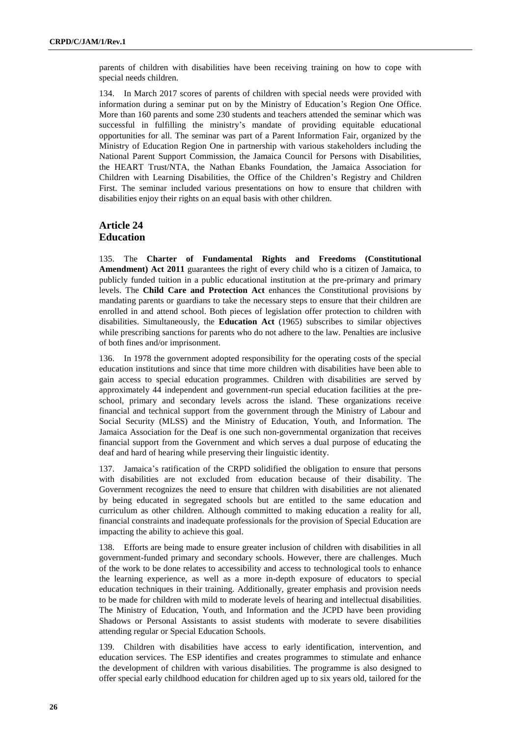parents of children with disabilities have been receiving training on how to cope with special needs children.

134. In March 2017 scores of parents of children with special needs were provided with information during a seminar put on by the Ministry of Education's Region One Office. More than 160 parents and some 230 students and teachers attended the seminar which was successful in fulfilling the ministry's mandate of providing equitable educational opportunities for all. The seminar was part of a Parent Information Fair, organized by the Ministry of Education Region One in partnership with various stakeholders including the National Parent Support Commission, the Jamaica Council for Persons with Disabilities, the HEART Trust/NTA, the Nathan Ebanks Foundation, the Jamaica Association for Children with Learning Disabilities, the Office of the Children's Registry and Children First. The seminar included various presentations on how to ensure that children with disabilities enjoy their rights on an equal basis with other children.

## Article 24
## Education

135. The **Charter of Fundamental Rights and Freedoms (Constitutional Amendment) Act 2011** guarantees the right of every child who is a citizen of Jamaica, to publicly funded tuition in a public educational institution at the pre-primary and primary levels. The **Child Care and Protection Act** enhances the Constitutional provisions by mandating parents or guardians to take the necessary steps to ensure that their children are enrolled in and attend school. Both pieces of legislation offer protection to children with disabilities. Simultaneously, the **Education Act** (1965) subscribes to similar objectives while prescribing sanctions for parents who do not adhere to the law. Penalties are inclusive of both fines and/or imprisonment.

136. In 1978 the government adopted responsibility for the operating costs of the special education institutions and since that time more children with disabilities have been able to gain access to special education programmes. Children with disabilities are served by approximately 44 independent and government-run special education facilities at the pre-school, primary and secondary levels across the island. These organizations receive financial and technical support from the government through the Ministry of Labour and Social Security (MLSS) and the Ministry of Education, Youth, and Information. The Jamaica Association for the Deaf is one such non-governmental organization that receives financial support from the Government and which serves a dual purpose of educating the deaf and hard of hearing while preserving their linguistic identity.

137. Jamaica's ratification of the CRPD solidified the obligation to ensure that persons with disabilities are not excluded from education because of their disability. The Government recognizes the need to ensure that children with disabilities are not alienated by being educated in segregated schools but are entitled to the same education and curriculum as other children. Although committed to making education a reality for all, financial constraints and inadequate professionals for the provision of Special Education are impacting the ability to achieve this goal.

138. Efforts are being made to ensure greater inclusion of children with disabilities in all government-funded primary and secondary schools. However, there are challenges. Much of the work to be done relates to accessibility and access to technological tools to enhance the learning experience, as well as a more in-depth exposure of educators to special education techniques in their training. Additionally, greater emphasis and provision needs to be made for children with mild to moderate levels of hearing and intellectual disabilities. The Ministry of Education, Youth, and Information and the JCPD have been providing Shadows or Personal Assistants to assist students with moderate to severe disabilities attending regular or Special Education Schools.

139. Children with disabilities have access to early identification, intervention, and education services. The ESP identifies and creates programmes to stimulate and enhance the development of children with various disabilities. The programme is also designed to offer special early childhood education for children aged up to six years old, tailored for the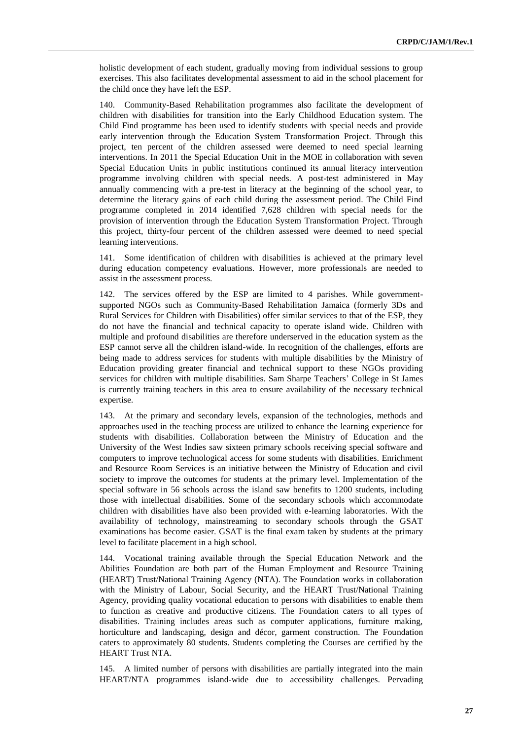holistic development of each student, gradually moving from individual sessions to group exercises. This also facilitates developmental assessment to aid in the school placement for the child once they have left the ESP.

140. Community-Based Rehabilitation programmes also facilitate the development of children with disabilities for transition into the Early Childhood Education system. The Child Find programme has been used to identify students with special needs and provide early intervention through the Education System Transformation Project. Through this project, ten percent of the children assessed were deemed to need special learning interventions. In 2011 the Special Education Unit in the MOE in collaboration with seven Special Education Units in public institutions continued its annual literacy intervention programme involving children with special needs. A post-test administered in May annually commencing with a pre-test in literacy at the beginning of the school year, to determine the literacy gains of each child during the assessment period. The Child Find programme completed in 2014 identified 7,628 children with special needs for the provision of intervention through the Education System Transformation Project. Through this project, thirty-four percent of the children assessed were deemed to need special learning interventions.

141. Some identification of children with disabilities is achieved at the primary level during education competency evaluations. However, more professionals are needed to assist in the assessment process.

142. The services offered by the ESP are limited to 4 parishes. While government-supported NGOs such as Community-Based Rehabilitation Jamaica (formerly 3Ds and Rural Services for Children with Disabilities) offer similar services to that of the ESP, they do not have the financial and technical capacity to operate island wide. Children with multiple and profound disabilities are therefore underserved in the education system as the ESP cannot serve all the children island-wide. In recognition of the challenges, efforts are being made to address services for students with multiple disabilities by the Ministry of Education providing greater financial and technical support to these NGOs providing services for children with multiple disabilities. Sam Sharpe Teachers' College in St James is currently training teachers in this area to ensure availability of the necessary technical expertise.

143. At the primary and secondary levels, expansion of the technologies, methods and approaches used in the teaching process are utilized to enhance the learning experience for students with disabilities. Collaboration between the Ministry of Education and the University of the West Indies saw sixteen primary schools receiving special software and computers to improve technological access for some students with disabilities. Enrichment and Resource Room Services is an initiative between the Ministry of Education and civil society to improve the outcomes for students at the primary level. Implementation of the special software in 56 schools across the island saw benefits to 1200 students, including those with intellectual disabilities. Some of the secondary schools which accommodate children with disabilities have also been provided with e-learning laboratories. With the availability of technology, mainstreaming to secondary schools through the GSAT examinations has become easier. GSAT is the final exam taken by students at the primary level to facilitate placement in a high school.

144. Vocational training available through the Special Education Network and the Abilities Foundation are both part of the Human Employment and Resource Training (HEART) Trust/National Training Agency (NTA). The Foundation works in collaboration with the Ministry of Labour, Social Security, and the HEART Trust/National Training Agency, providing quality vocational education to persons with disabilities to enable them to function as creative and productive citizens. The Foundation caters to all types of disabilities. Training includes areas such as computer applications, furniture making, horticulture and landscaping, design and décor, garment construction. The Foundation caters to approximately 80 students. Students completing the Courses are certified by the HEART Trust NTA.

145. A limited number of persons with disabilities are partially integrated into the main HEART/NTA programmes island-wide due to accessibility challenges. Pervading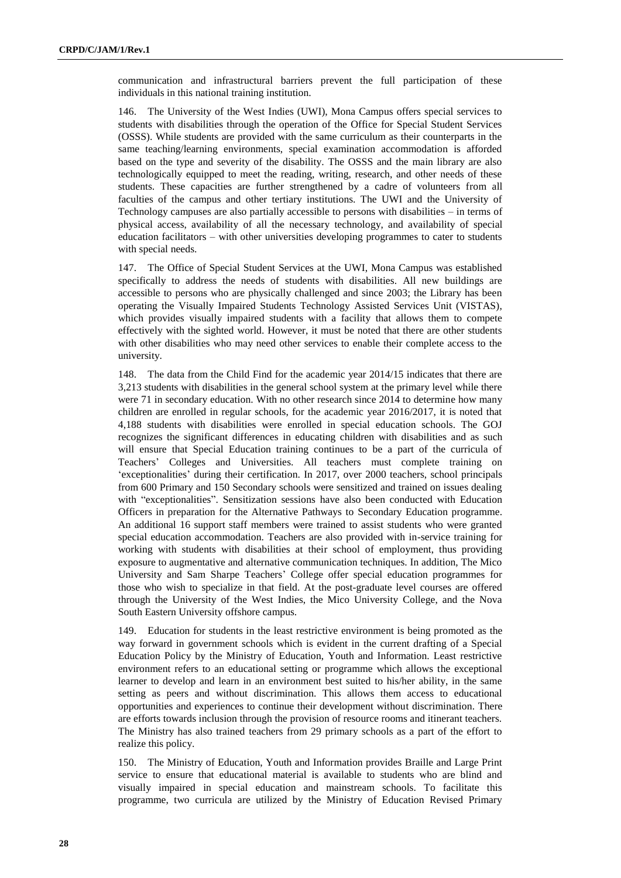communication and infrastructural barriers prevent the full participation of these individuals in this national training institution.

146. The University of the West Indies (UWI), Mona Campus offers special services to students with disabilities through the operation of the Office for Special Student Services (OSSS). While students are provided with the same curriculum as their counterparts in the same teaching/learning environments, special examination accommodation is afforded based on the type and severity of the disability. The OSSS and the main library are also technologically equipped to meet the reading, writing, research, and other needs of these students. These capacities are further strengthened by a cadre of volunteers from all faculties of the campus and other tertiary institutions. The UWI and the University of Technology campuses are also partially accessible to persons with disabilities – in terms of physical access, availability of all the necessary technology, and availability of special education facilitators – with other universities developing programmes to cater to students with special needs.

147. The Office of Special Student Services at the UWI, Mona Campus was established specifically to address the needs of students with disabilities. All new buildings are accessible to persons who are physically challenged and since 2003; the Library has been operating the Visually Impaired Students Technology Assisted Services Unit (VISTAS), which provides visually impaired students with a facility that allows them to compete effectively with the sighted world. However, it must be noted that there are other students with other disabilities who may need other services to enable their complete access to the university.

148. The data from the Child Find for the academic year 2014/15 indicates that there are 3,213 students with disabilities in the general school system at the primary level while there were 71 in secondary education. With no other research since 2014 to determine how many children are enrolled in regular schools, for the academic year 2016/2017, it is noted that 4,188 students with disabilities were enrolled in special education schools. The GOJ recognizes the significant differences in educating children with disabilities and as such will ensure that Special Education training continues to be a part of the curricula of Teachers' Colleges and Universities. All teachers must complete training on 'exceptionalities' during their certification. In 2017, over 2000 teachers, school principals from 600 Primary and 150 Secondary schools were sensitized and trained on issues dealing with "exceptionalities". Sensitization sessions have also been conducted with Education Officers in preparation for the Alternative Pathways to Secondary Education programme. An additional 16 support staff members were trained to assist students who were granted special education accommodation. Teachers are also provided with in-service training for working with students with disabilities at their school of employment, thus providing exposure to augmentative and alternative communication techniques. In addition, The Mico University and Sam Sharpe Teachers' College offer special education programmes for those who wish to specialize in that field. At the post-graduate level courses are offered through the University of the West Indies, the Mico University College, and the Nova South Eastern University offshore campus.

149. Education for students in the least restrictive environment is being promoted as the way forward in government schools which is evident in the current drafting of a Special Education Policy by the Ministry of Education, Youth and Information. Least restrictive environment refers to an educational setting or programme which allows the exceptional learner to develop and learn in an environment best suited to his/her ability, in the same setting as peers and without discrimination. This allows them access to educational opportunities and experiences to continue their development without discrimination. There are efforts towards inclusion through the provision of resource rooms and itinerant teachers. The Ministry has also trained teachers from 29 primary schools as a part of the effort to realize this policy.

150. The Ministry of Education, Youth and Information provides Braille and Large Print service to ensure that educational material is available to students who are blind and visually impaired in special education and mainstream schools. To facilitate this programme, two curricula are utilized by the Ministry of Education Revised Primary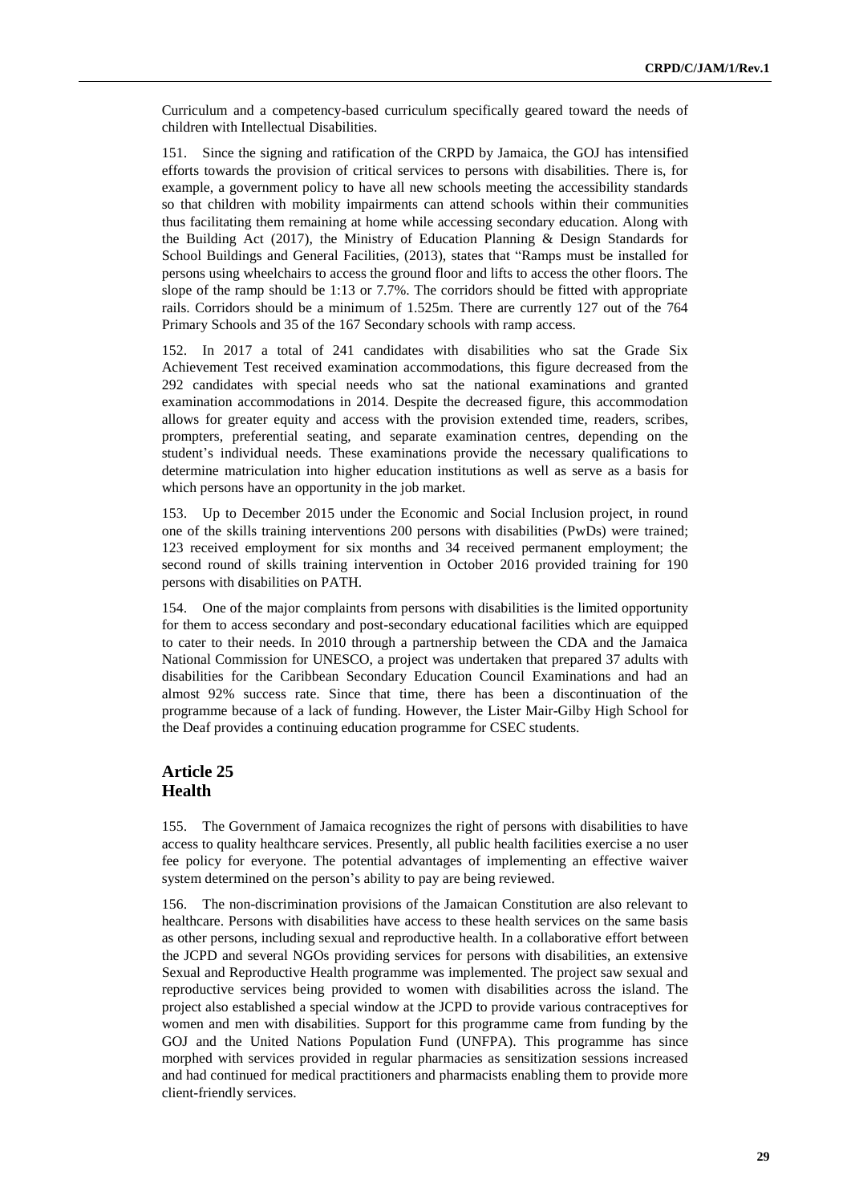Curriculum and a competency-based curriculum specifically geared toward the needs of children with Intellectual Disabilities.

151. Since the signing and ratification of the CRPD by Jamaica, the GOJ has intensified efforts towards the provision of critical services to persons with disabilities. There is, for example, a government policy to have all new schools meeting the accessibility standards so that children with mobility impairments can attend schools within their communities thus facilitating them remaining at home while accessing secondary education. Along with the Building Act (2017), the Ministry of Education Planning & Design Standards for School Buildings and General Facilities, (2013), states that "Ramps must be installed for persons using wheelchairs to access the ground floor and lifts to access the other floors. The slope of the ramp should be 1:13 or 7.7%. The corridors should be fitted with appropriate rails. Corridors should be a minimum of 1.525m. There are currently 127 out of the 764 Primary Schools and 35 of the 167 Secondary schools with ramp access.

152. In 2017 a total of 241 candidates with disabilities who sat the Grade Six Achievement Test received examination accommodations, this figure decreased from the 292 candidates with special needs who sat the national examinations and granted examination accommodations in 2014. Despite the decreased figure, this accommodation allows for greater equity and access with the provision extended time, readers, scribes, prompters, preferential seating, and separate examination centres, depending on the student's individual needs. These examinations provide the necessary qualifications to determine matriculation into higher education institutions as well as serve as a basis for which persons have an opportunity in the job market.

153. Up to December 2015 under the Economic and Social Inclusion project, in round one of the skills training interventions 200 persons with disabilities (PwDs) were trained; 123 received employment for six months and 34 received permanent employment; the second round of skills training intervention in October 2016 provided training for 190 persons with disabilities on PATH.

154. One of the major complaints from persons with disabilities is the limited opportunity for them to access secondary and post-secondary educational facilities which are equipped to cater to their needs. In 2010 through a partnership between the CDA and the Jamaica National Commission for UNESCO, a project was undertaken that prepared 37 adults with disabilities for the Caribbean Secondary Education Council Examinations and had an almost 92% success rate. Since that time, there has been a discontinuation of the programme because of a lack of funding. However, the Lister Mair-Gilby High School for the Deaf provides a continuing education programme for CSEC students.

## Article 25
## Health

155. The Government of Jamaica recognizes the right of persons with disabilities to have access to quality healthcare services. Presently, all public health facilities exercise a no user fee policy for everyone. The potential advantages of implementing an effective waiver system determined on the person's ability to pay are being reviewed.

156. The non-discrimination provisions of the Jamaican Constitution are also relevant to healthcare. Persons with disabilities have access to these health services on the same basis as other persons, including sexual and reproductive health. In a collaborative effort between the JCPD and several NGOs providing services for persons with disabilities, an extensive Sexual and Reproductive Health programme was implemented. The project saw sexual and reproductive services being provided to women with disabilities across the island. The project also established a special window at the JCPD to provide various contraceptives for women and men with disabilities. Support for this programme came from funding by the GOJ and the United Nations Population Fund (UNFPA). This programme has since morphed with services provided in regular pharmacies as sensitization sessions increased and had continued for medical practitioners and pharmacists enabling them to provide more client-friendly services.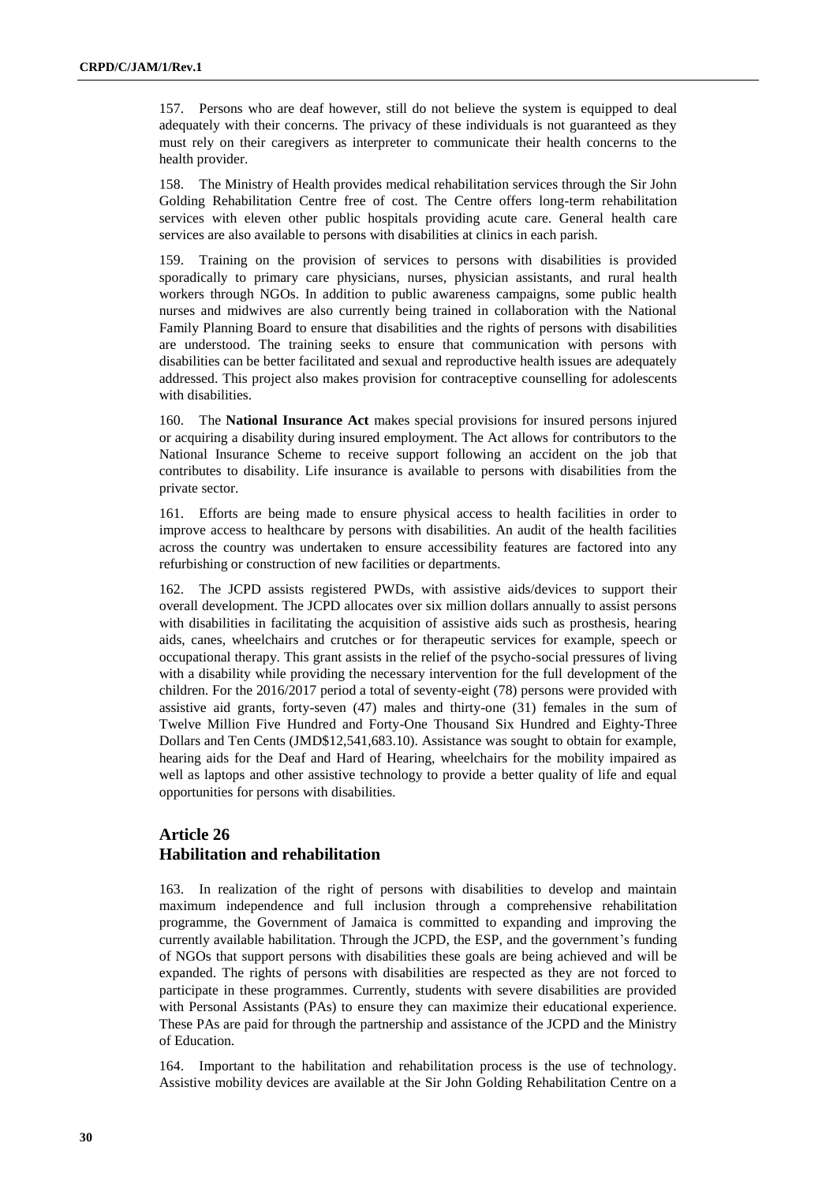157. Persons who are deaf however, still do not believe the system is equipped to deal adequately with their concerns. The privacy of these individuals is not guaranteed as they must rely on their caregivers as interpreter to communicate their health concerns to the health provider.

158. The Ministry of Health provides medical rehabilitation services through the Sir John Golding Rehabilitation Centre free of cost. The Centre offers long-term rehabilitation services with eleven other public hospitals providing acute care. General health care services are also available to persons with disabilities at clinics in each parish.

159. Training on the provision of services to persons with disabilities is provided sporadically to primary care physicians, nurses, physician assistants, and rural health workers through NGOs. In addition to public awareness campaigns, some public health nurses and midwives are also currently being trained in collaboration with the National Family Planning Board to ensure that disabilities and the rights of persons with disabilities are understood. The training seeks to ensure that communication with persons with disabilities can be better facilitated and sexual and reproductive health issues are adequately addressed. This project also makes provision for contraceptive counselling for adolescents with disabilities.

160. The **National Insurance Act** makes special provisions for insured persons injured or acquiring a disability during insured employment. The Act allows for contributors to the National Insurance Scheme to receive support following an accident on the job that contributes to disability. Life insurance is available to persons with disabilities from the private sector.

161. Efforts are being made to ensure physical access to health facilities in order to improve access to healthcare by persons with disabilities. An audit of the health facilities across the country was undertaken to ensure accessibility features are factored into any refurbishing or construction of new facilities or departments.

162. The JCPD assists registered PWDs, with assistive aids/devices to support their overall development. The JCPD allocates over six million dollars annually to assist persons with disabilities in facilitating the acquisition of assistive aids such as prosthesis, hearing aids, canes, wheelchairs and crutches or for therapeutic services for example, speech or occupational therapy. This grant assists in the relief of the psycho-social pressures of living with a disability while providing the necessary intervention for the full development of the children. For the 2016/2017 period a total of seventy-eight (78) persons were provided with assistive aid grants, forty-seven (47) males and thirty-one (31) females in the sum of Twelve Million Five Hundred and Forty-One Thousand Six Hundred and Eighty-Three Dollars and Ten Cents (JMD$12,541,683.10). Assistance was sought to obtain for example, hearing aids for the Deaf and Hard of Hearing, wheelchairs for the mobility impaired as well as laptops and other assistive technology to provide a better quality of life and equal opportunities for persons with disabilities.

## Article 26
## Habilitation and rehabilitation

163. In realization of the right of persons with disabilities to develop and maintain maximum independence and full inclusion through a comprehensive rehabilitation programme, the Government of Jamaica is committed to expanding and improving the currently available habilitation. Through the JCPD, the ESP, and the government's funding of NGOs that support persons with disabilities these goals are being achieved and will be expanded. The rights of persons with disabilities are respected as they are not forced to participate in these programmes. Currently, students with severe disabilities are provided with Personal Assistants (PAs) to ensure they can maximize their educational experience. These PAs are paid for through the partnership and assistance of the JCPD and the Ministry of Education.

164. Important to the habilitation and rehabilitation process is the use of technology. Assistive mobility devices are available at the Sir John Golding Rehabilitation Centre on a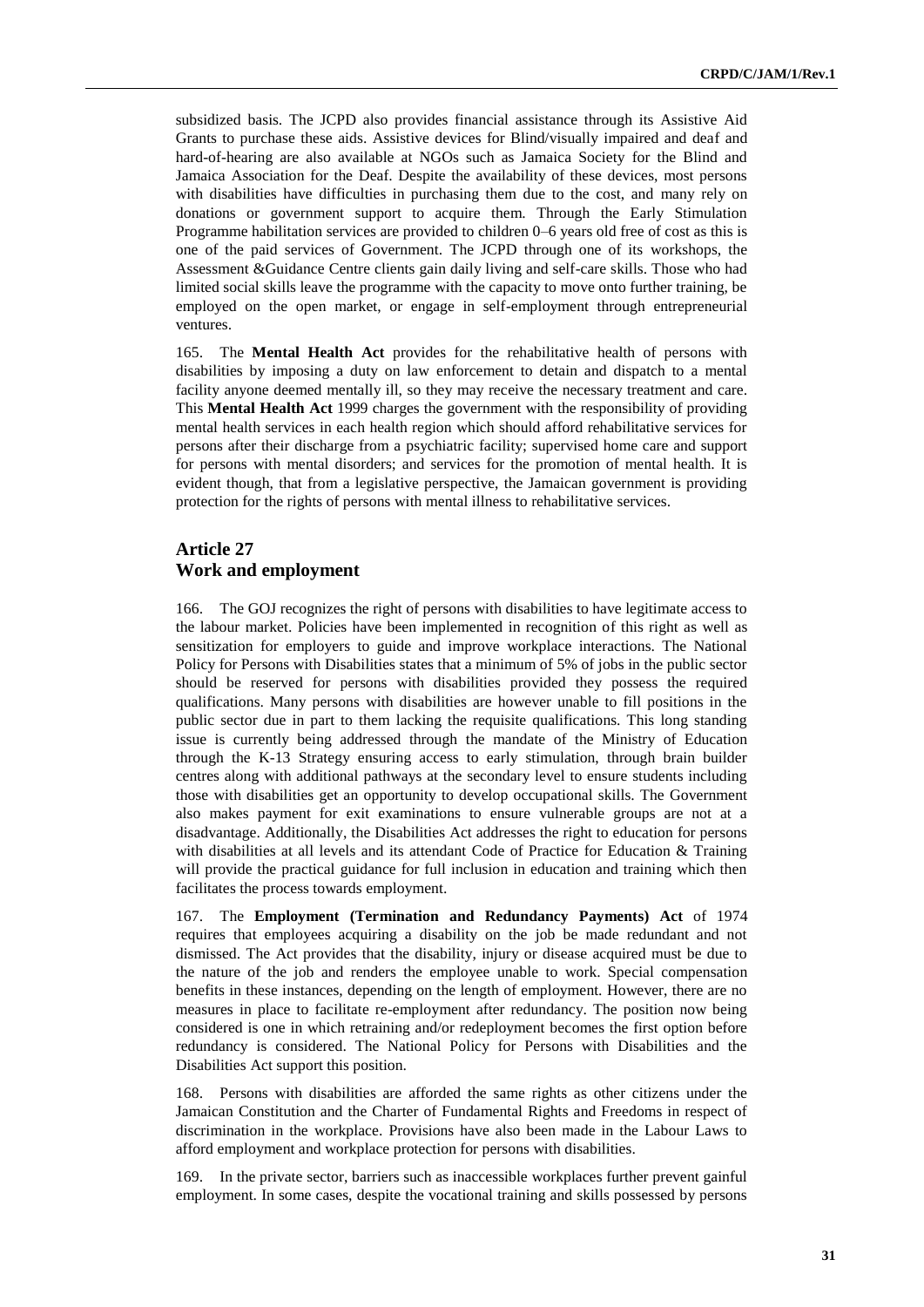subsidized basis. The JCPD also provides financial assistance through its Assistive Aid Grants to purchase these aids. Assistive devices for Blind/visually impaired and deaf and hard-of-hearing are also available at NGOs such as Jamaica Society for the Blind and Jamaica Association for the Deaf. Despite the availability of these devices, most persons with disabilities have difficulties in purchasing them due to the cost, and many rely on donations or government support to acquire them. Through the Early Stimulation Programme habilitation services are provided to children 0–6 years old free of cost as this is one of the paid services of Government. The JCPD through one of its workshops, the Assessment &Guidance Centre clients gain daily living and self-care skills. Those who had limited social skills leave the programme with the capacity to move onto further training, be employed on the open market, or engage in self-employment through entrepreneurial ventures.

165. The **Mental Health Act** provides for the rehabilitative health of persons with disabilities by imposing a duty on law enforcement to detain and dispatch to a mental facility anyone deemed mentally ill, so they may receive the necessary treatment and care. This **Mental Health Act** 1999 charges the government with the responsibility of providing mental health services in each health region which should afford rehabilitative services for persons after their discharge from a psychiatric facility; supervised home care and support for persons with mental disorders; and services for the promotion of mental health. It is evident though, that from a legislative perspective, the Jamaican government is providing protection for the rights of persons with mental illness to rehabilitative services.

## Article 27
## Work and employment

166. The GOJ recognizes the right of persons with disabilities to have legitimate access to the labour market. Policies have been implemented in recognition of this right as well as sensitization for employers to guide and improve workplace interactions. The National Policy for Persons with Disabilities states that a minimum of 5% of jobs in the public sector should be reserved for persons with disabilities provided they possess the required qualifications. Many persons with disabilities are however unable to fill positions in the public sector due in part to them lacking the requisite qualifications. This long standing issue is currently being addressed through the mandate of the Ministry of Education through the K-13 Strategy ensuring access to early stimulation, through brain builder centres along with additional pathways at the secondary level to ensure students including those with disabilities get an opportunity to develop occupational skills. The Government also makes payment for exit examinations to ensure vulnerable groups are not at a disadvantage. Additionally, the Disabilities Act addresses the right to education for persons with disabilities at all levels and its attendant Code of Practice for Education & Training will provide the practical guidance for full inclusion in education and training which then facilitates the process towards employment.

167. The **Employment (Termination and Redundancy Payments) Act** of 1974 requires that employees acquiring a disability on the job be made redundant and not dismissed. The Act provides that the disability, injury or disease acquired must be due to the nature of the job and renders the employee unable to work. Special compensation benefits in these instances, depending on the length of employment. However, there are no measures in place to facilitate re-employment after redundancy. The position now being considered is one in which retraining and/or redeployment becomes the first option before redundancy is considered. The National Policy for Persons with Disabilities and the Disabilities Act support this position.

168. Persons with disabilities are afforded the same rights as other citizens under the Jamaican Constitution and the Charter of Fundamental Rights and Freedoms in respect of discrimination in the workplace. Provisions have also been made in the Labour Laws to afford employment and workplace protection for persons with disabilities.

169. In the private sector, barriers such as inaccessible workplaces further prevent gainful employment. In some cases, despite the vocational training and skills possessed by persons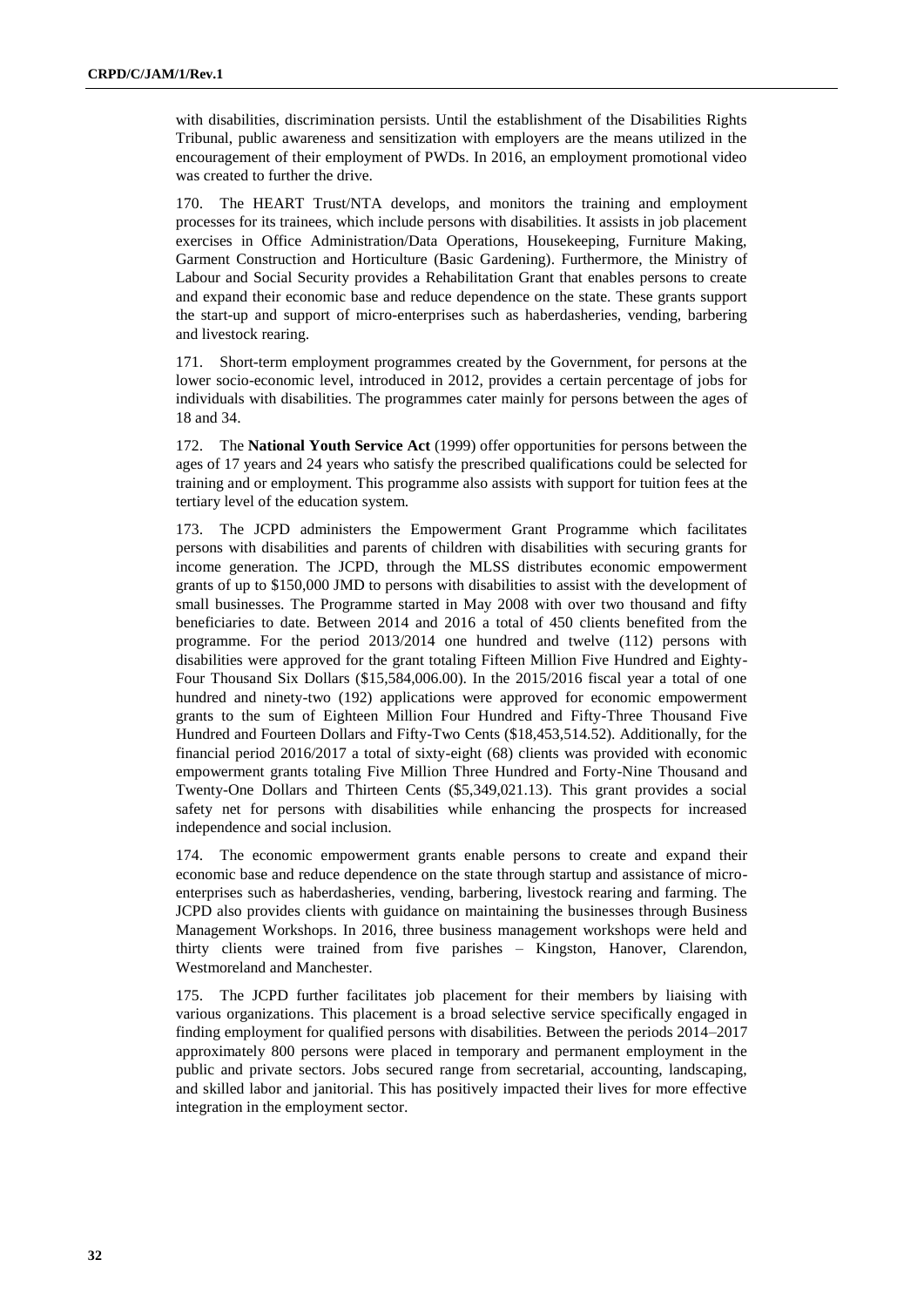with disabilities, discrimination persists. Until the establishment of the Disabilities Rights Tribunal, public awareness and sensitization with employers are the means utilized in the encouragement of their employment of PWDs. In 2016, an employment promotional video was created to further the drive.

170. The HEART Trust/NTA develops, and monitors the training and employment processes for its trainees, which include persons with disabilities. It assists in job placement exercises in Office Administration/Data Operations, Housekeeping, Furniture Making, Garment Construction and Horticulture (Basic Gardening). Furthermore, the Ministry of Labour and Social Security provides a Rehabilitation Grant that enables persons to create and expand their economic base and reduce dependence on the state. These grants support the start-up and support of micro-enterprises such as haberdasheries, vending, barbering and livestock rearing.

171. Short-term employment programmes created by the Government, for persons at the lower socio-economic level, introduced in 2012, provides a certain percentage of jobs for individuals with disabilities. The programmes cater mainly for persons between the ages of 18 and 34.

172. The **National Youth Service Act** (1999) offer opportunities for persons between the ages of 17 years and 24 years who satisfy the prescribed qualifications could be selected for training and or employment. This programme also assists with support for tuition fees at the tertiary level of the education system.

173. The JCPD administers the Empowerment Grant Programme which facilitates persons with disabilities and parents of children with disabilities with securing grants for income generation. The JCPD, through the MLSS distributes economic empowerment grants of up to $150,000 JMD to persons with disabilities to assist with the development of small businesses. The Programme started in May 2008 with over two thousand and fifty beneficiaries to date. Between 2014 and 2016 a total of 450 clients benefited from the programme. For the period 2013/2014 one hundred and twelve (112) persons with disabilities were approved for the grant totaling Fifteen Million Five Hundred and Eighty-Four Thousand Six Dollars ($15,584,006.00). In the 2015/2016 fiscal year a total of one hundred and ninety-two (192) applications were approved for economic empowerment grants to the sum of Eighteen Million Four Hundred and Fifty-Three Thousand Five Hundred and Fourteen Dollars and Fifty-Two Cents ($18,453,514.52). Additionally, for the financial period 2016/2017 a total of sixty-eight (68) clients was provided with economic empowerment grants totaling Five Million Three Hundred and Forty-Nine Thousand and Twenty-One Dollars and Thirteen Cents ($5,349,021.13). This grant provides a social safety net for persons with disabilities while enhancing the prospects for increased independence and social inclusion.

174. The economic empowerment grants enable persons to create and expand their economic base and reduce dependence on the state through startup and assistance of micro-enterprises such as haberdasheries, vending, barbering, livestock rearing and farming. The JCPD also provides clients with guidance on maintaining the businesses through Business Management Workshops. In 2016, three business management workshops were held and thirty clients were trained from five parishes – Kingston, Hanover, Clarendon, Westmoreland and Manchester.

175. The JCPD further facilitates job placement for their members by liaising with various organizations. This placement is a broad selective service specifically engaged in finding employment for qualified persons with disabilities. Between the periods 2014–2017 approximately 800 persons were placed in temporary and permanent employment in the public and private sectors. Jobs secured range from secretarial, accounting, landscaping, and skilled labor and janitorial. This has positively impacted their lives for more effective integration in the employment sector.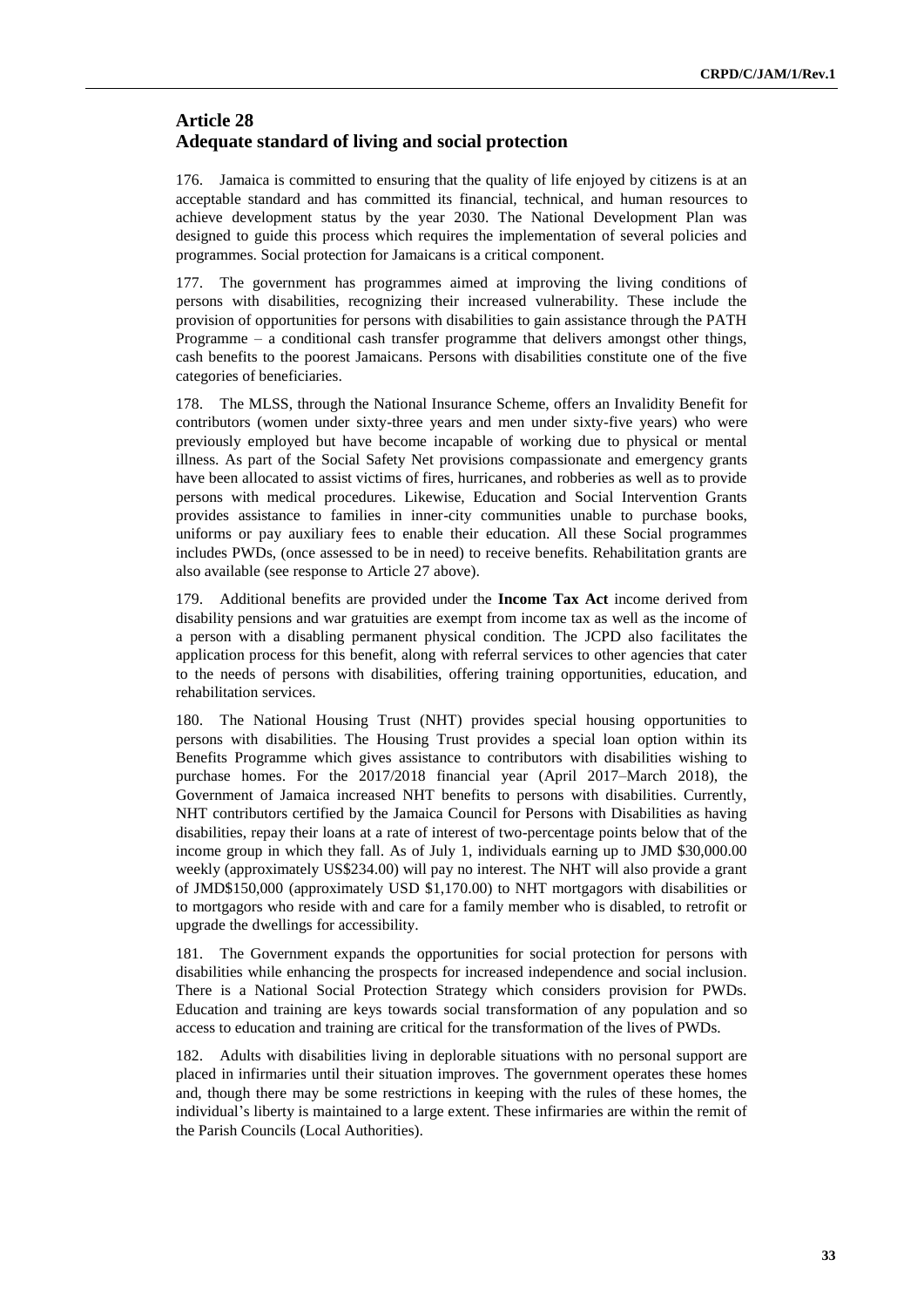## Article 28
## Adequate standard of living and social protection

176. Jamaica is committed to ensuring that the quality of life enjoyed by citizens is at an acceptable standard and has committed its financial, technical, and human resources to achieve development status by the year 2030. The National Development Plan was designed to guide this process which requires the implementation of several policies and programmes. Social protection for Jamaicans is a critical component.

177. The government has programmes aimed at improving the living conditions of persons with disabilities, recognizing their increased vulnerability. These include the provision of opportunities for persons with disabilities to gain assistance through the PATH Programme – a conditional cash transfer programme that delivers amongst other things, cash benefits to the poorest Jamaicans. Persons with disabilities constitute one of the five categories of beneficiaries.

178. The MLSS, through the National Insurance Scheme, offers an Invalidity Benefit for contributors (women under sixty-three years and men under sixty-five years) who were previously employed but have become incapable of working due to physical or mental illness. As part of the Social Safety Net provisions compassionate and emergency grants have been allocated to assist victims of fires, hurricanes, and robberies as well as to provide persons with medical procedures. Likewise, Education and Social Intervention Grants provides assistance to families in inner-city communities unable to purchase books, uniforms or pay auxiliary fees to enable their education. All these Social programmes includes PWDs, (once assessed to be in need) to receive benefits. Rehabilitation grants are also available (see response to Article 27 above).

179. Additional benefits are provided under the **Income Tax Act** income derived from disability pensions and war gratuities are exempt from income tax as well as the income of a person with a disabling permanent physical condition. The JCPD also facilitates the application process for this benefit, along with referral services to other agencies that cater to the needs of persons with disabilities, offering training opportunities, education, and rehabilitation services.

180. The National Housing Trust (NHT) provides special housing opportunities to persons with disabilities. The Housing Trust provides a special loan option within its Benefits Programme which gives assistance to contributors with disabilities wishing to purchase homes. For the 2017/2018 financial year (April 2017–March 2018), the Government of Jamaica increased NHT benefits to persons with disabilities. Currently, NHT contributors certified by the Jamaica Council for Persons with Disabilities as having disabilities, repay their loans at a rate of interest of two-percentage points below that of the income group in which they fall. As of July 1, individuals earning up to JMD $30,000.00 weekly (approximately US$234.00) will pay no interest. The NHT will also provide a grant of JMD$150,000 (approximately USD $1,170.00) to NHT mortgagors with disabilities or to mortgagors who reside with and care for a family member who is disabled, to retrofit or upgrade the dwellings for accessibility.

181. The Government expands the opportunities for social protection for persons with disabilities while enhancing the prospects for increased independence and social inclusion. There is a National Social Protection Strategy which considers provision for PWDs. Education and training are keys towards social transformation of any population and so access to education and training are critical for the transformation of the lives of PWDs.

182. Adults with disabilities living in deplorable situations with no personal support are placed in infirmaries until their situation improves. The government operates these homes and, though there may be some restrictions in keeping with the rules of these homes, the individual's liberty is maintained to a large extent. These infirmaries are within the remit of the Parish Councils (Local Authorities).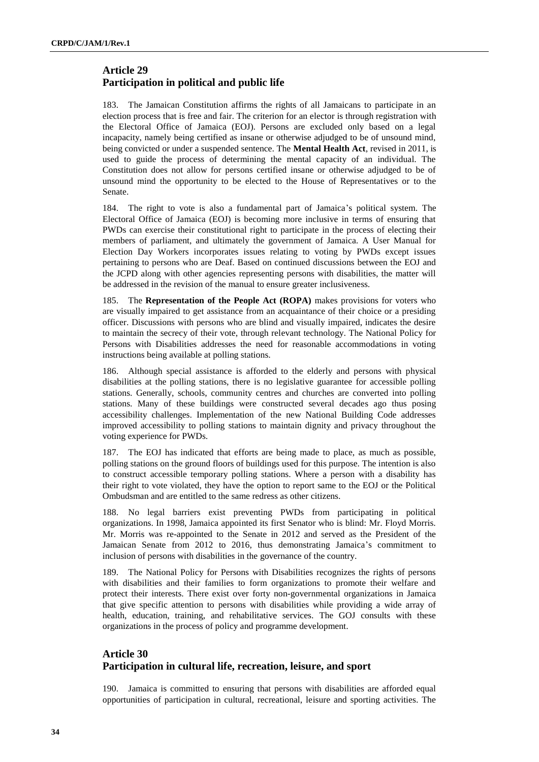## Article 29
## Participation in political and public life

183. The Jamaican Constitution affirms the rights of all Jamaicans to participate in an election process that is free and fair. The criterion for an elector is through registration with the Electoral Office of Jamaica (EOJ). Persons are excluded only based on a legal incapacity, namely being certified as insane or otherwise adjudged to be of unsound mind, being convicted or under a suspended sentence. The **Mental Health Act**, revised in 2011, is used to guide the process of determining the mental capacity of an individual. The Constitution does not allow for persons certified insane or otherwise adjudged to be of unsound mind the opportunity to be elected to the House of Representatives or to the Senate.

184. The right to vote is also a fundamental part of Jamaica's political system. The Electoral Office of Jamaica (EOJ) is becoming more inclusive in terms of ensuring that PWDs can exercise their constitutional right to participate in the process of electing their members of parliament, and ultimately the government of Jamaica. A User Manual for Election Day Workers incorporates issues relating to voting by PWDs except issues pertaining to persons who are Deaf. Based on continued discussions between the EOJ and the JCPD along with other agencies representing persons with disabilities, the matter will be addressed in the revision of the manual to ensure greater inclusiveness.

185. The **Representation of the People Act (ROPA)** makes provisions for voters who are visually impaired to get assistance from an acquaintance of their choice or a presiding officer. Discussions with persons who are blind and visually impaired, indicates the desire to maintain the secrecy of their vote, through relevant technology. The National Policy for Persons with Disabilities addresses the need for reasonable accommodations in voting instructions being available at polling stations.

186. Although special assistance is afforded to the elderly and persons with physical disabilities at the polling stations, there is no legislative guarantee for accessible polling stations. Generally, schools, community centres and churches are converted into polling stations. Many of these buildings were constructed several decades ago thus posing accessibility challenges. Implementation of the new National Building Code addresses improved accessibility to polling stations to maintain dignity and privacy throughout the voting experience for PWDs.

187. The EOJ has indicated that efforts are being made to place, as much as possible, polling stations on the ground floors of buildings used for this purpose. The intention is also to construct accessible temporary polling stations. Where a person with a disability has their right to vote violated, they have the option to report same to the EOJ or the Political Ombudsman and are entitled to the same redress as other citizens.

188. No legal barriers exist preventing PWDs from participating in political organizations. In 1998, Jamaica appointed its first Senator who is blind: Mr. Floyd Morris. Mr. Morris was re-appointed to the Senate in 2012 and served as the President of the Jamaican Senate from 2012 to 2016, thus demonstrating Jamaica's commitment to inclusion of persons with disabilities in the governance of the country.

189. The National Policy for Persons with Disabilities recognizes the rights of persons with disabilities and their families to form organizations to promote their welfare and protect their interests. There exist over forty non-governmental organizations in Jamaica that give specific attention to persons with disabilities while providing a wide array of health, education, training, and rehabilitative services. The GOJ consults with these organizations in the process of policy and programme development.

## Article 30
## Participation in cultural life, recreation, leisure, and sport

190. Jamaica is committed to ensuring that persons with disabilities are afforded equal opportunities of participation in cultural, recreational, leisure and sporting activities. The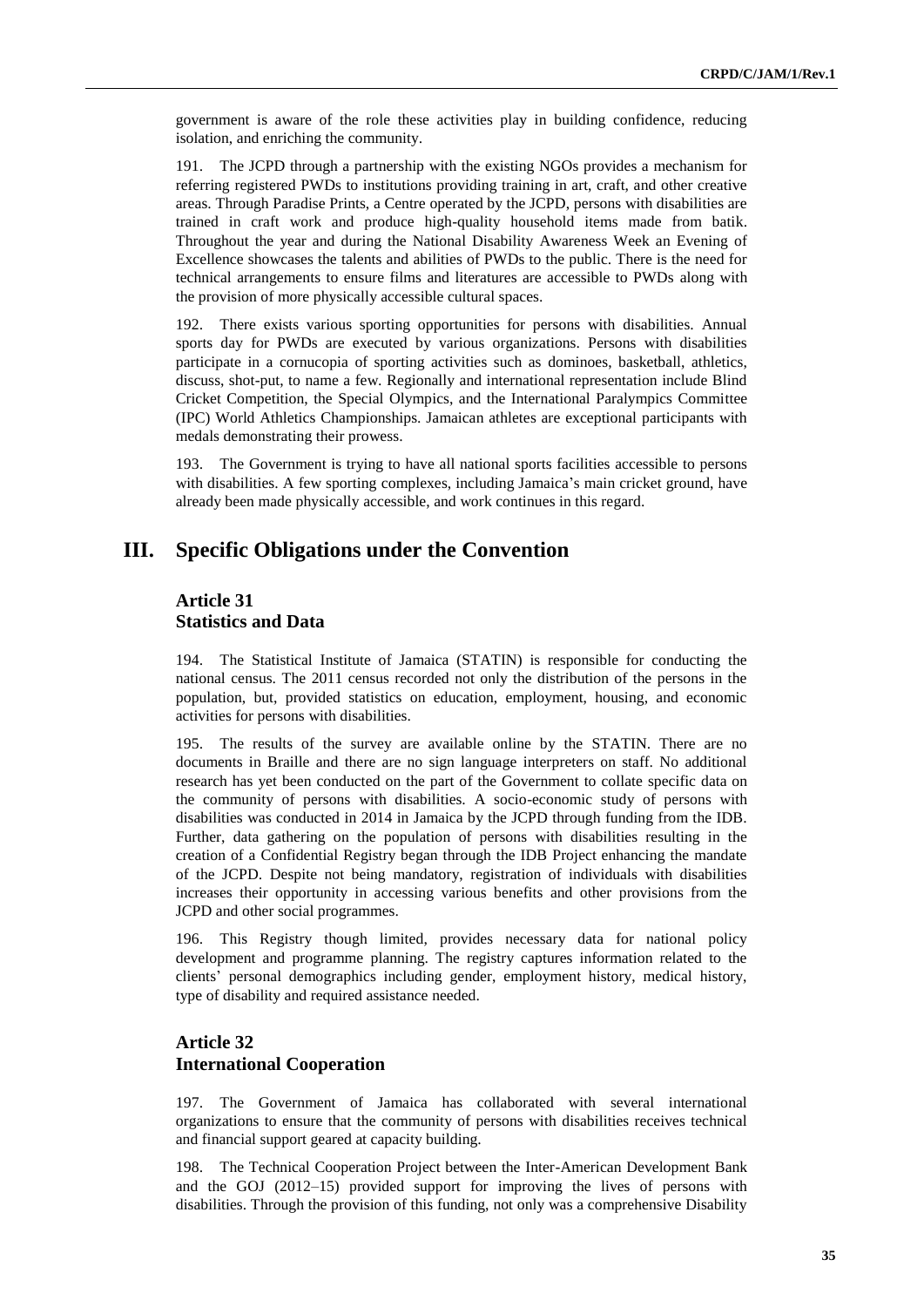government is aware of the role these activities play in building confidence, reducing isolation, and enriching the community.

191. The JCPD through a partnership with the existing NGOs provides a mechanism for referring registered PWDs to institutions providing training in art, craft, and other creative areas. Through Paradise Prints, a Centre operated by the JCPD, persons with disabilities are trained in craft work and produce high-quality household items made from batik. Throughout the year and during the National Disability Awareness Week an Evening of Excellence showcases the talents and abilities of PWDs to the public. There is the need for technical arrangements to ensure films and literatures are accessible to PWDs along with the provision of more physically accessible cultural spaces.

192. There exists various sporting opportunities for persons with disabilities. Annual sports day for PWDs are executed by various organizations. Persons with disabilities participate in a cornucopia of sporting activities such as dominoes, basketball, athletics, discuss, shot-put, to name a few. Regionally and international representation include Blind Cricket Competition, the Special Olympics, and the International Paralympics Committee (IPC) World Athletics Championships. Jamaican athletes are exceptional participants with medals demonstrating their prowess.

193. The Government is trying to have all national sports facilities accessible to persons with disabilities. A few sporting complexes, including Jamaica's main cricket ground, have already been made physically accessible, and work continues in this regard.

# III. Specific Obligations under the Convention

## Article 31
## Statistics and Data

194. The Statistical Institute of Jamaica (STATIN) is responsible for conducting the national census. The 2011 census recorded not only the distribution of the persons in the population, but, provided statistics on education, employment, housing, and economic activities for persons with disabilities.

195. The results of the survey are available online by the STATIN. There are no documents in Braille and there are no sign language interpreters on staff. No additional research has yet been conducted on the part of the Government to collate specific data on the community of persons with disabilities. A socio-economic study of persons with disabilities was conducted in 2014 in Jamaica by the JCPD through funding from the IDB. Further, data gathering on the population of persons with disabilities resulting in the creation of a Confidential Registry began through the IDB Project enhancing the mandate of the JCPD. Despite not being mandatory, registration of individuals with disabilities increases their opportunity in accessing various benefits and other provisions from the JCPD and other social programmes.

196. This Registry though limited, provides necessary data for national policy development and programme planning. The registry captures information related to the clients' personal demographics including gender, employment history, medical history, type of disability and required assistance needed.

## Article 32
## International Cooperation

197. The Government of Jamaica has collaborated with several international organizations to ensure that the community of persons with disabilities receives technical and financial support geared at capacity building.

198. The Technical Cooperation Project between the Inter-American Development Bank and the GOJ (2012–15) provided support for improving the lives of persons with disabilities. Through the provision of this funding, not only was a comprehensive Disability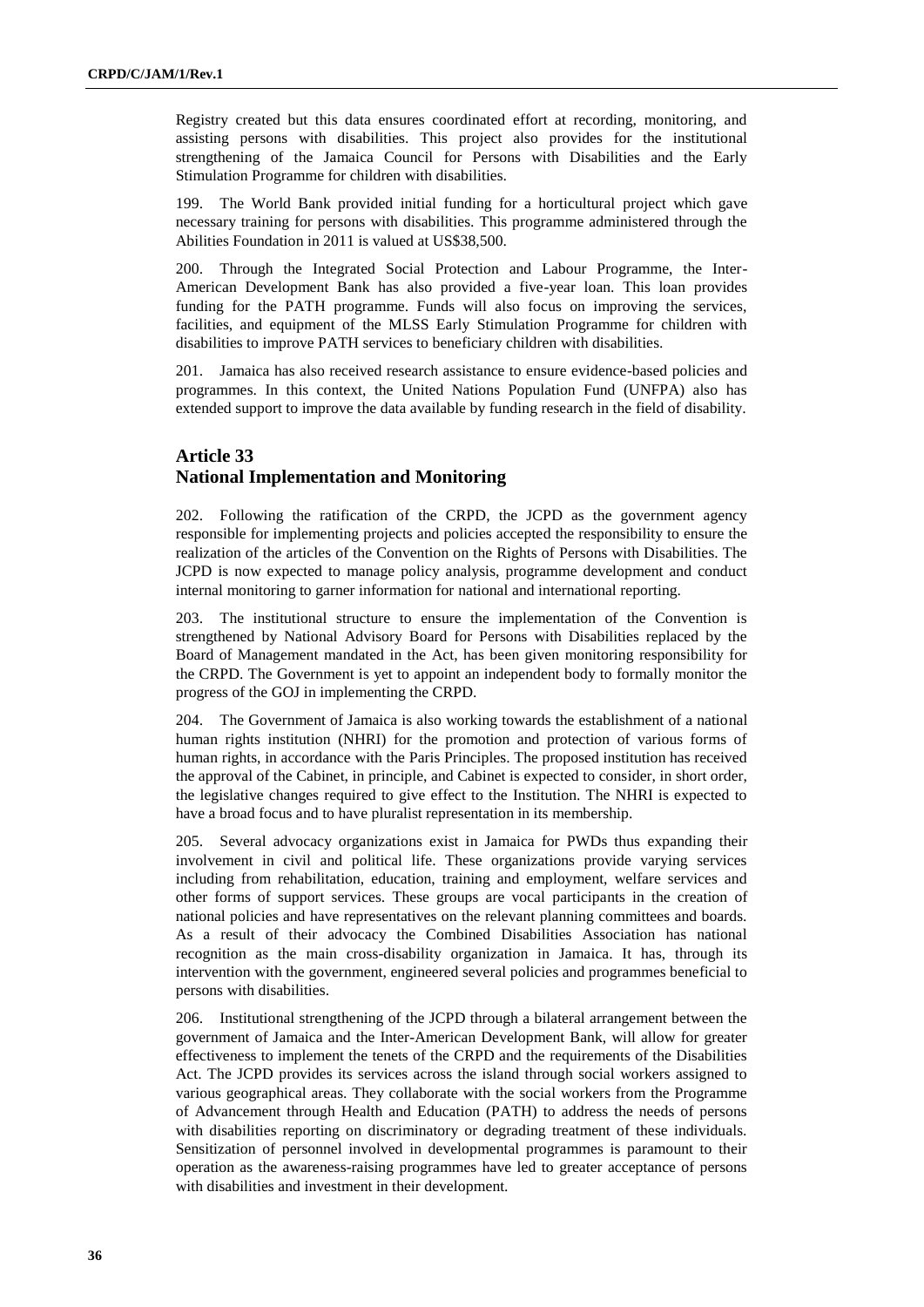Registry created but this data ensures coordinated effort at recording, monitoring, and assisting persons with disabilities. This project also provides for the institutional strengthening of the Jamaica Council for Persons with Disabilities and the Early Stimulation Programme for children with disabilities.

199. The World Bank provided initial funding for a horticultural project which gave necessary training for persons with disabilities. This programme administered through the Abilities Foundation in 2011 is valued at US$38,500.

200. Through the Integrated Social Protection and Labour Programme, the Inter-American Development Bank has also provided a five-year loan. This loan provides funding for the PATH programme. Funds will also focus on improving the services, facilities, and equipment of the MLSS Early Stimulation Programme for children with disabilities to improve PATH services to beneficiary children with disabilities.

201. Jamaica has also received research assistance to ensure evidence-based policies and programmes. In this context, the United Nations Population Fund (UNFPA) also has extended support to improve the data available by funding research in the field of disability.

## Article 33
## National Implementation and Monitoring

202. Following the ratification of the CRPD, the JCPD as the government agency responsible for implementing projects and policies accepted the responsibility to ensure the realization of the articles of the Convention on the Rights of Persons with Disabilities. The JCPD is now expected to manage policy analysis, programme development and conduct internal monitoring to garner information for national and international reporting.

203. The institutional structure to ensure the implementation of the Convention is strengthened by National Advisory Board for Persons with Disabilities replaced by the Board of Management mandated in the Act, has been given monitoring responsibility for the CRPD. The Government is yet to appoint an independent body to formally monitor the progress of the GOJ in implementing the CRPD.

204. The Government of Jamaica is also working towards the establishment of a national human rights institution (NHRI) for the promotion and protection of various forms of human rights, in accordance with the Paris Principles. The proposed institution has received the approval of the Cabinet, in principle, and Cabinet is expected to consider, in short order, the legislative changes required to give effect to the Institution. The NHRI is expected to have a broad focus and to have pluralist representation in its membership.

205. Several advocacy organizations exist in Jamaica for PWDs thus expanding their involvement in civil and political life. These organizations provide varying services including from rehabilitation, education, training and employment, welfare services and other forms of support services. These groups are vocal participants in the creation of national policies and have representatives on the relevant planning committees and boards. As a result of their advocacy the Combined Disabilities Association has national recognition as the main cross-disability organization in Jamaica. It has, through its intervention with the government, engineered several policies and programmes beneficial to persons with disabilities.

206. Institutional strengthening of the JCPD through a bilateral arrangement between the government of Jamaica and the Inter-American Development Bank, will allow for greater effectiveness to implement the tenets of the CRPD and the requirements of the Disabilities Act. The JCPD provides its services across the island through social workers assigned to various geographical areas. They collaborate with the social workers from the Programme of Advancement through Health and Education (PATH) to address the needs of persons with disabilities reporting on discriminatory or degrading treatment of these individuals. Sensitization of personnel involved in developmental programmes is paramount to their operation as the awareness-raising programmes have led to greater acceptance of persons with disabilities and investment in their development.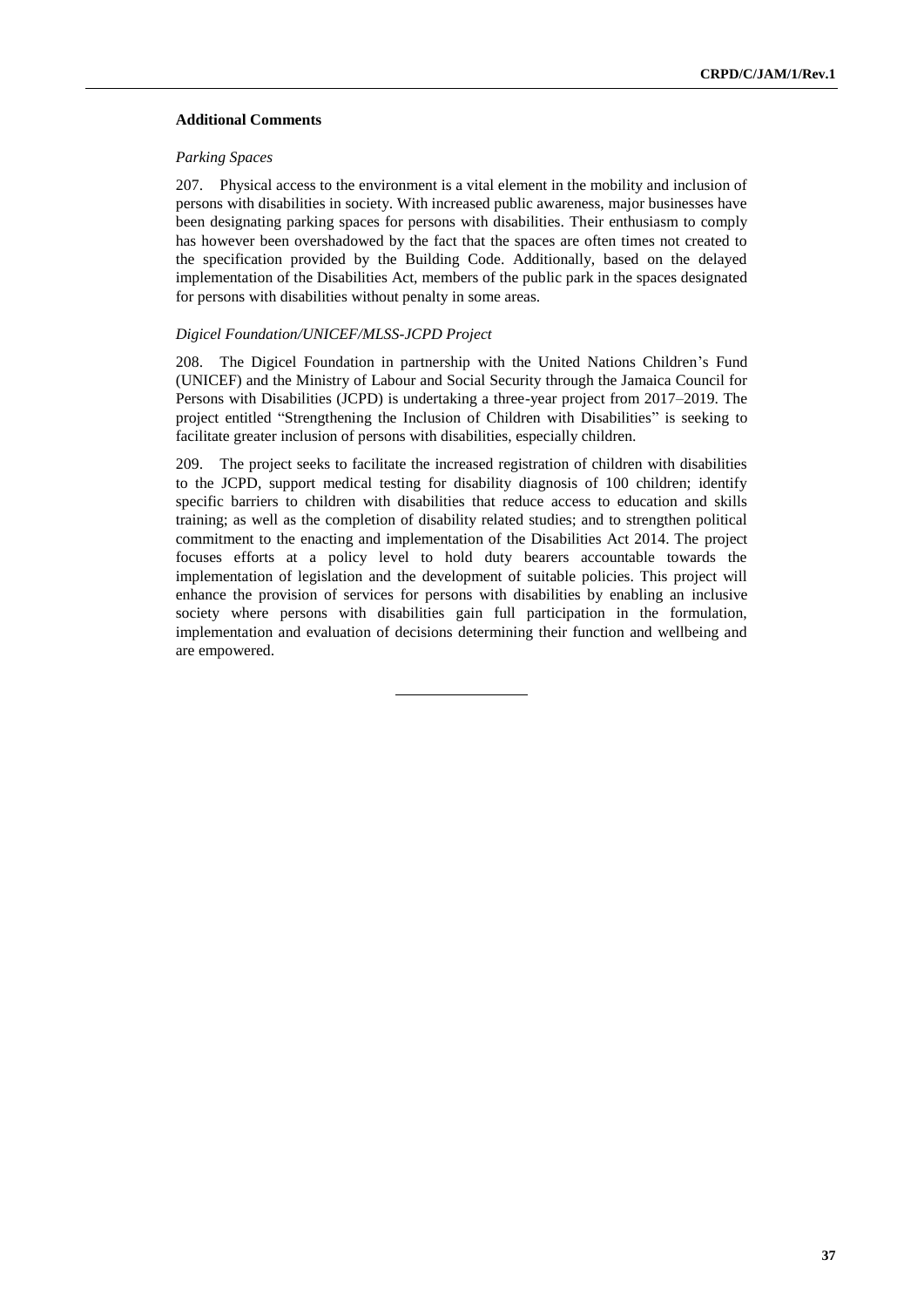### Additional Comments

*Parking Spaces*

207. Physical access to the environment is a vital element in the mobility and inclusion of persons with disabilities in society. With increased public awareness, major businesses have been designating parking spaces for persons with disabilities. Their enthusiasm to comply has however been overshadowed by the fact that the spaces are often times not created to the specification provided by the Building Code. Additionally, based on the delayed implementation of the Disabilities Act, members of the public park in the spaces designated for persons with disabilities without penalty in some areas.

*Digicel Foundation/UNICEF/MLSS-JCPD Project*

208. The Digicel Foundation in partnership with the United Nations Children's Fund (UNICEF) and the Ministry of Labour and Social Security through the Jamaica Council for Persons with Disabilities (JCPD) is undertaking a three-year project from 2017–2019. The project entitled "Strengthening the Inclusion of Children with Disabilities" is seeking to facilitate greater inclusion of persons with disabilities, especially children.

209. The project seeks to facilitate the increased registration of children with disabilities to the JCPD, support medical testing for disability diagnosis of 100 children; identify specific barriers to children with disabilities that reduce access to education and skills training; as well as the completion of disability related studies; and to strengthen political commitment to the enacting and implementation of the Disabilities Act 2014. The project focuses efforts at a policy level to hold duty bearers accountable towards the implementation of legislation and the development of suitable policies. This project will enhance the provision of services for persons with disabilities by enabling an inclusive society where persons with disabilities gain full participation in the formulation, implementation and evaluation of decisions determining their function and wellbeing and are empowered.